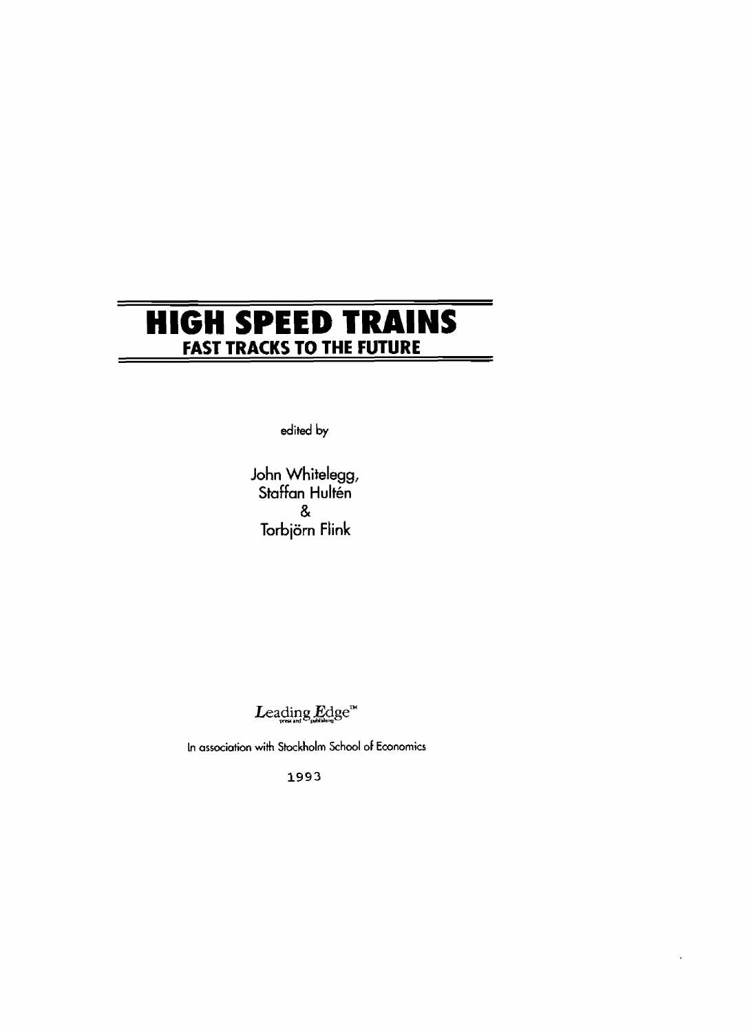# HIGH SPEED TRAINS

## FAST TRACKS TO THE FUTURE

edited by

John Whitelegg,
Staffan Hultén
&
Torbjörn Flink

Leading Edge™
press and publishing

In association with Stockholm School of Economics

1993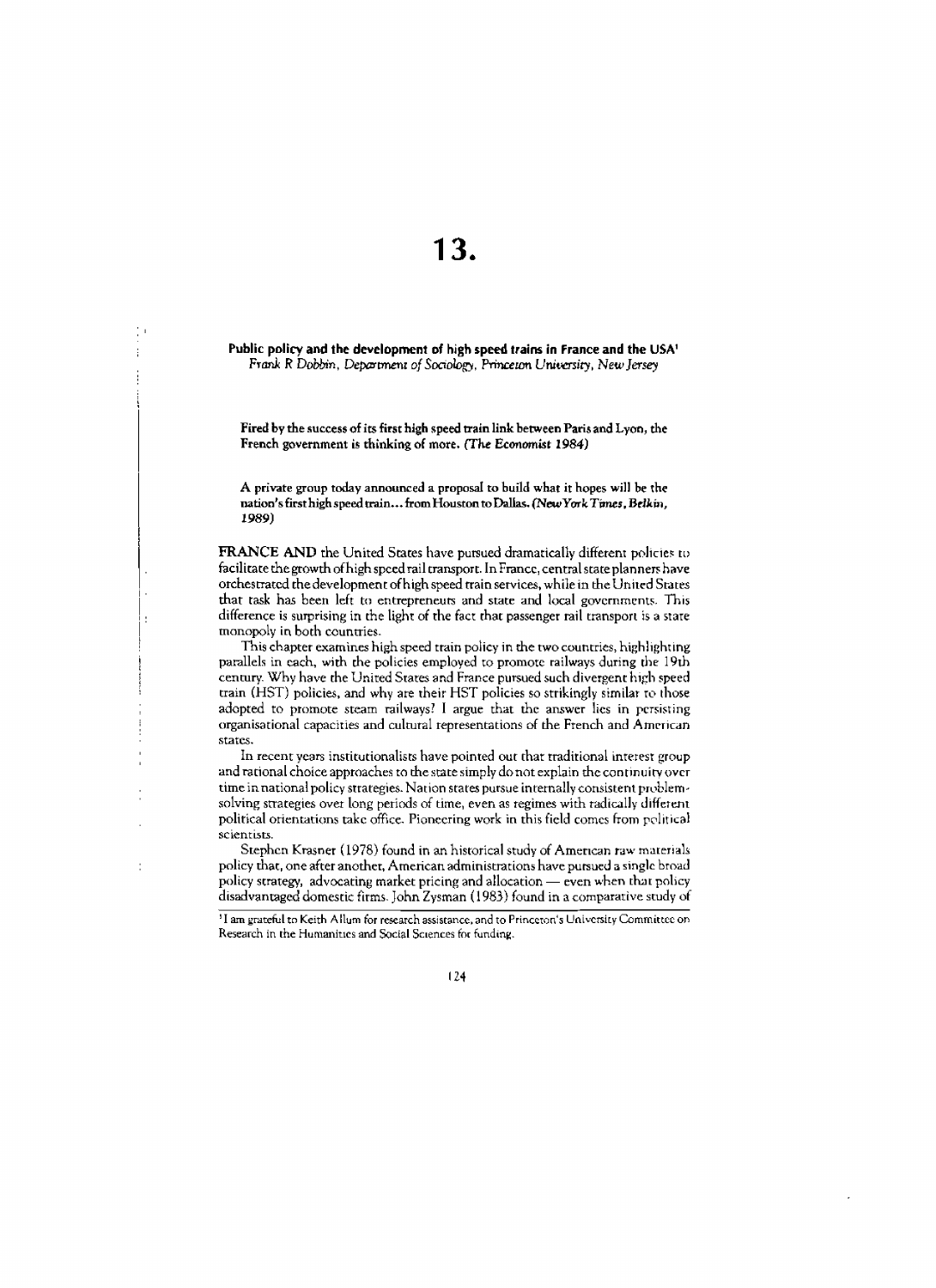# 13.

**Public policy and the development of high speed trains in France and the USA**[1]

*Frank R Dobbin, Department of Sociology, Princeton University, New Jersey*

**Fired by the success of its first high speed train link between Paris and Lyon, the French government is thinking of more. *(The Economist 1984)***

A private group today announced a proposal to build what it hopes will be the nation's first high speed train... from Houston to Dallas. *(New York Times, Belkin, 1989)*

**FRANCE AND** the United States have pursued dramatically different policies to facilitate the growth of high speed rail transport. In France, central state planners have orchestrated the development of high speed train services, while in the United States that task has been left to entrepreneurs and state and local governments. This difference is surprising in the light of the fact that passenger rail transport is a state monopoly in both countries.

This chapter examines high speed train policy in the two countries, highlighting parallels in each, with the policies employed to promote railways during the 19th century. Why have the United States and France pursued such divergent high speed train (HST) policies, and why are their HST policies so strikingly similar to those adopted to promote steam railways? I argue that the answer lies in persisting organisational capacities and cultural representations of the French and American states.

In recent years institutionalists have pointed out that traditional interest group and rational choice approaches to the state simply do not explain the continuity over time in national policy strategies. Nation states pursue internally consistent problem-solving strategies over long periods of time, even as regimes with radically different political orientations take office. Pioneering work in this field comes from political scientists.

Stephen Krasner (1978) found in an historical study of American raw materials policy that, one after another, American administrations have pursued a single broad policy strategy, advocating market pricing and allocation — even when that policy disadvantaged domestic firms. John Zysman (1983) found in a comparative study of

[1] I am grateful to Keith Allum for research assistance, and to Princeton's University Committee on Research in the Humanities and Social Sciences for funding.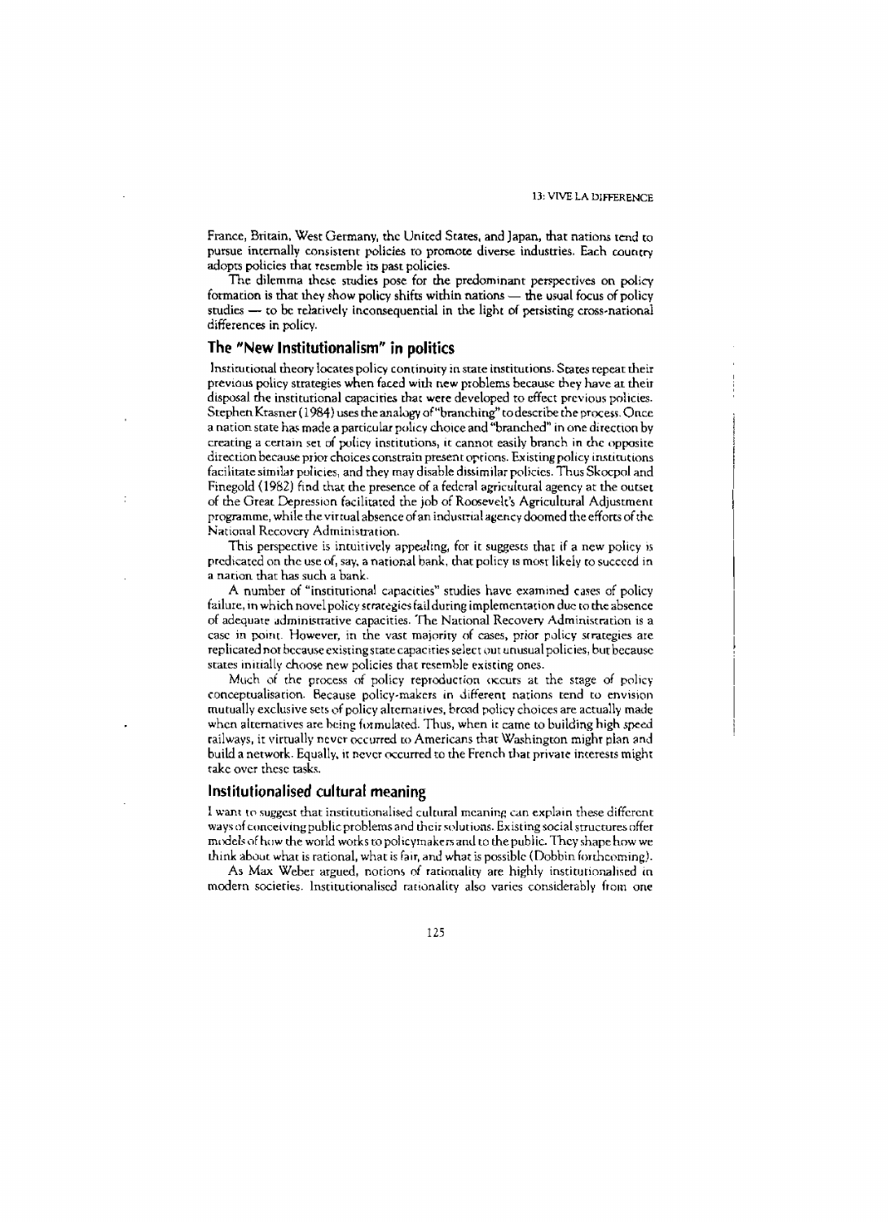France, Britain, West Germany, the United States, and Japan, that nations tend to pursue internally consistent policies to promote diverse industries. Each country adopts policies that resemble its past policies.

The dilemma these studies pose for the predominant perspectives on policy formation is that they show policy shifts within nations — the usual focus of policy studies — to be relatively inconsequential in the light of persisting cross-national differences in policy.

## The "New Institutionalism" in politics

Institutional theory locates policy continuity in state institutions. States repeat their previous policy strategies when faced with new problems because they have at their disposal the institutional capacities that were developed to effect previous policies. Stephen Krasner (1984) uses the analogy of "branching" to describe the process. Once a nation state has made a particular policy choice and "branched" in one direction by creating a certain set of policy institutions, it cannot easily branch in the opposite direction because prior choices constrain present options. Existing policy institutions facilitate similar policies, and they may disable dissimilar policies. Thus Skocpol and Finegold (1982) find that the presence of a federal agricultural agency at the outset of the Great Depression facilitated the job of Roosevelt's Agricultural Adjustment programme, while the virtual absence of an industrial agency doomed the efforts of the National Recovery Administration.

This perspective is intuitively appealing, for it suggests that if a new policy is predicated on the use of, say, a national bank, that policy is most likely to succeed in a nation that has such a bank.

A number of "institutional capacities" studies have examined cases of policy failure, in which novel policy strategies fail during implementation due to the absence of adequate administrative capacities. The National Recovery Administration is a case in point. However, in the vast majority of cases, prior policy strategies are replicated not because existing state capacities select out unusual policies, but because states initially choose new policies that resemble existing ones.

Much of the process of policy reproduction occurs at the stage of policy conceptualisation. Because policy-makers in different nations tend to envision mutually exclusive sets of policy alternatives, broad policy choices are actually made when alternatives are being formulated. Thus, when it came to building high speed railways, it virtually never occurred to Americans that Washington might plan and build a network. Equally, it never occurred to the French that private interests might take over these tasks.

## Institutionalised cultural meaning

I want to suggest that institutionalised cultural meaning can explain these different ways of conceiving public problems and their solutions. Existing social structures offer models of how the world works to policymakers and to the public. They shape how we think about what is rational, what is fair, and what is possible (Dobbin forthcoming).

As Max Weber argued, notions of rationality are highly institutionalised in modern societies. Institutionalised rationality also varies considerably from one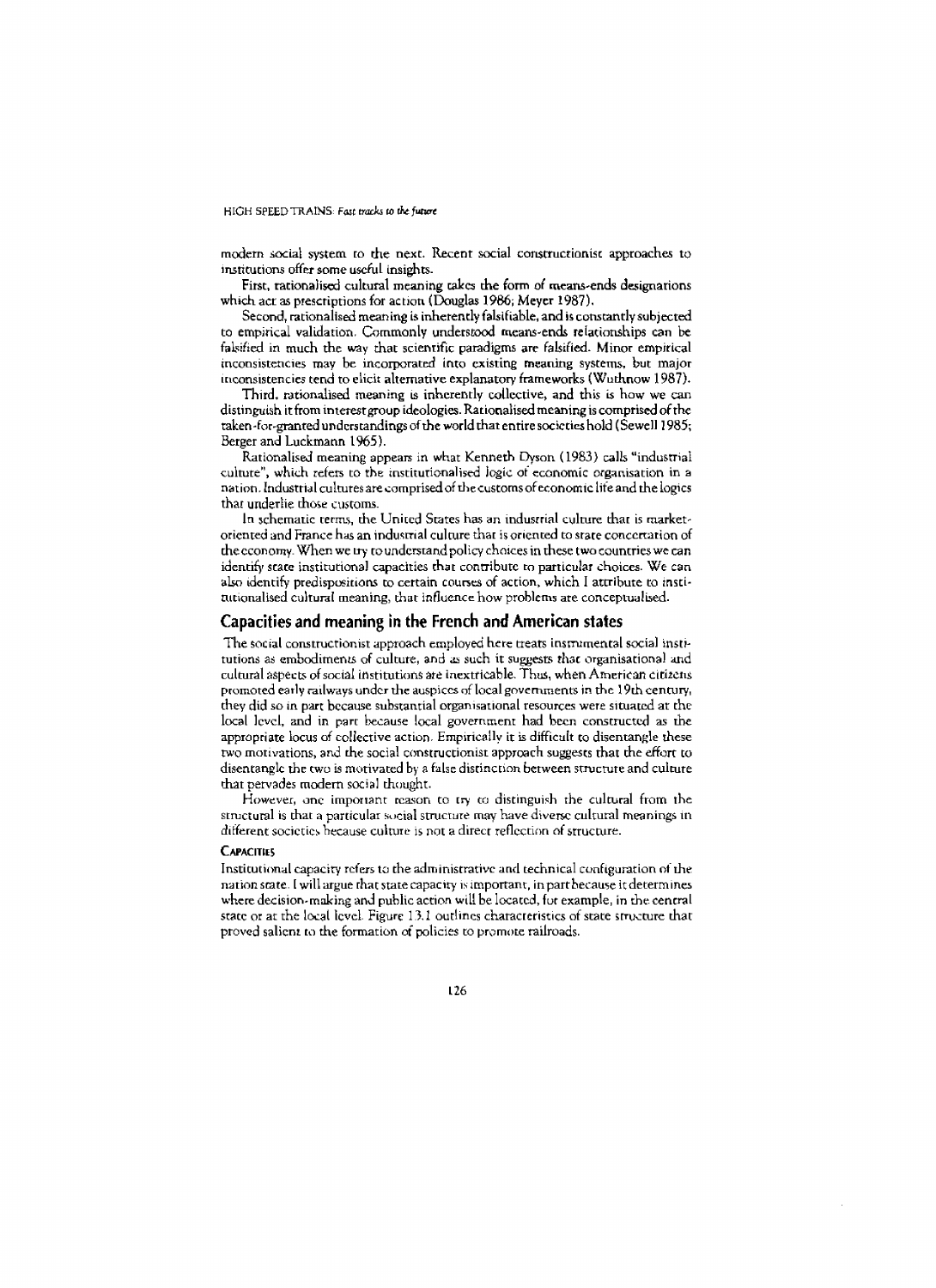modern social system to the next. Recent social constructionist approaches to institutions offer some useful insights.

First, rationalised cultural meaning takes the form of means-ends designations which act as prescriptions for action (Douglas 1986; Meyer 1987).

Second, rationalised meaning is inherently falsifiable, and is constantly subjected to empirical validation. Commonly understood means-ends relationships can be falsified in much the way that scientific paradigms are falsified. Minor empirical inconsistencies may be incorporated into existing meaning systems, but major inconsistencies tend to elicit alternative explanatory frameworks (Wuthnow 1987).

Third, rationalised meaning is inherently collective, and this is how we can distinguish it from interest group ideologies. Rationalised meaning is comprised of the taken-for-granted understandings of the world that entire societies hold (Sewell 1985; Berger and Luckmann 1965).

Rationalised meaning appears in what Kenneth Dyson (1983) calls "industrial culture", which refers to the institutionalised logic of economic organisation in a nation. Industrial cultures are comprised of the customs of economic life and the logics that underlie those customs.

In schematic terms, the United States has an industrial culture that is market-oriented and France has an industrial culture that is oriented to state concertation of the economy. When we try to understand policy choices in these two countries we can identify state institutional capacities that contribute to particular choices. We can also identify predispositions to certain courses of action, which I attribute to institutionalised cultural meaning, that influence how problems are conceptualised.

## Capacities and meaning in the French and American states

The social constructionist approach employed here treats instrumental social institutions as embodiments of culture, and as such it suggests that organisational and cultural aspects of social institutions are inextricable. Thus, when American citizens promoted early railways under the auspices of local governments in the 19th century, they did so in part because substantial organisational resources were situated at the local level, and in part because local government had been constructed as the appropriate locus of collective action. Empirically it is difficult to disentangle these two motivations, and the social constructionist approach suggests that the effort to disentangle the two is motivated by a false distinction between structure and culture that pervades modern social thought.

However, one important reason to try to distinguish the cultural from the structural is that a particular social structure may have diverse cultural meanings in different societies because culture is not a direct reflection of structure.

### Capacities

Institutional capacity refers to the administrative and technical configuration of the nation state. I will argue that state capacity is important, in part because it determines where decision-making and public action will be located, for example, in the central state or at the local level. Figure 13.1 outlines characteristics of state structure that proved salient to the formation of policies to promote railroads.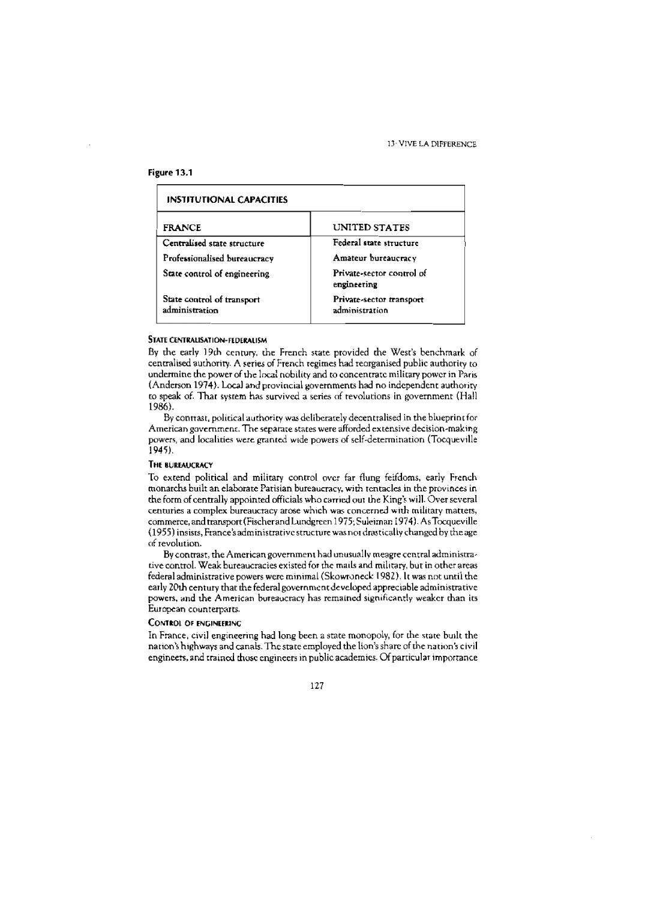**Figure 13.1**

| INSTITUTIONAL CAPACITIES | |
|---|---|
| FRANCE | UNITED STATES |
| Centralised state structure | Federal state structure |
| Professionalised bureaucracy | Amateur bureaucracy |
| State control of engineering | Private-sector control of engineering |
| State control of transport administration | Private-sector transport administration |

#### STATE CENTRALISATION-FEDERALISM

By the early 19th century, the French state provided the West's benchmark of centralised authority. A series of French regimes had reorganised public authority to undermine the power of the local nobility and to concentrate military power in Paris (Anderson 1974). Local and provincial governments had no independent authority to speak of. That system has survived a series of revolutions in government (Hall 1986).

By contrast, political authority was deliberately decentralised in the blueprint for American government. The separate states were afforded extensive decision-making powers, and localities were granted wide powers of self-determination (Tocqueville 1945).

#### THE BUREAUCRACY

To extend political and military control over far flung feifdoms, early French monarchs built an elaborate Parisian bureaucracy, with tentacles in the provinces in the form of centrally appointed officials who carried out the King's will. Over several centuries a complex bureaucracy arose which was concerned with military matters, commerce, and transport (Fischer and Lundgreen 1975; Suleiman 1974). As Tocqueville (1955) insists, France's administrative structure was not drastically changed by the age of revolution.

By contrast, the American government had unusually meagre central administrative control. Weak bureaucracies existed for the mails and military, but in other areas federal administrative powers were minimal (Skowroneck 1982). It was not until the early 20th century that the federal government developed appreciable administrative powers, and the American bureaucracy has remained significantly weaker than its European counterparts.

#### CONTROL OF ENGINEERING

In France, civil engineering had long been a state monopoly, for the state built the nation's highways and canals. The state employed the lion's share of the nation's civil engineers, and trained those engineers in public academies. Of particular importance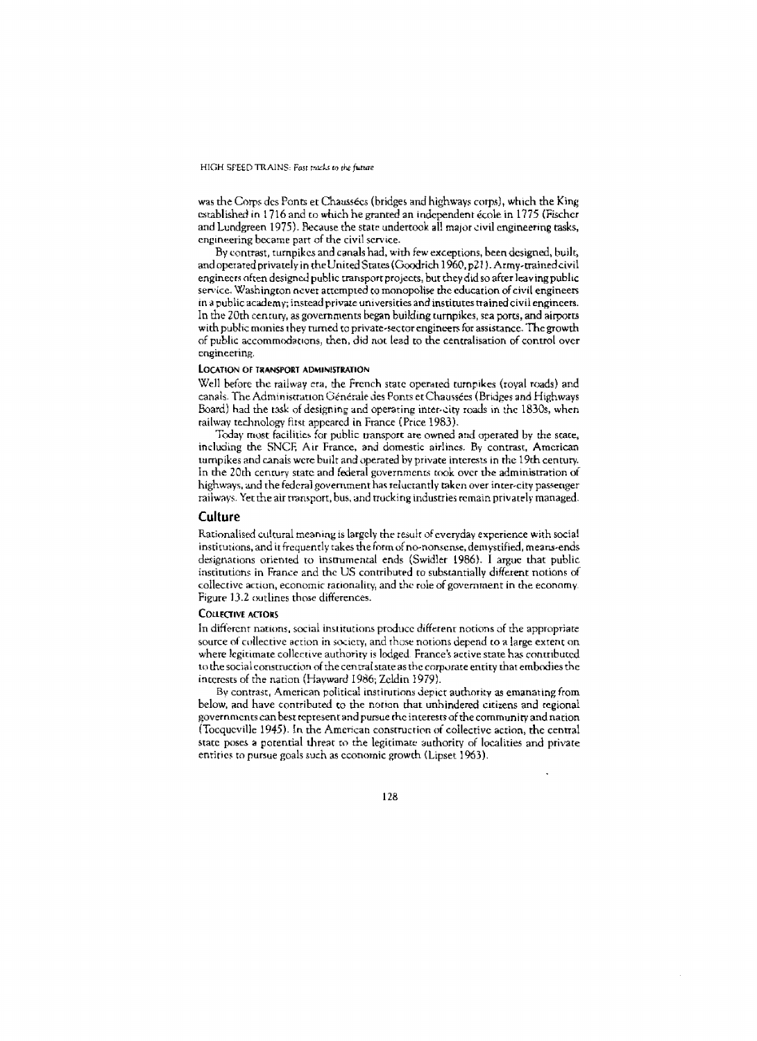was the Corps des Ponts et Chaussées (bridges and highways corps), which the King established in 1716 and to which he granted an independent école in 1775 (Fischer and Lundgreen 1975). Because the state undertook all major civil engineering tasks, engineering became part of the civil service.

By contrast, turnpikes and canals had, with few exceptions, been designed, built, and operated privately in the United States (Goodrich 1960, p21). Army-trained civil engineers often designed public transport projects, but they did so after leaving public service. Washington never attempted to monopolise the education of civil engineers in a public academy; instead private universities and institutes trained civil engineers. In the 20th century, as governments began building turnpikes, sea ports, and airports with public monies they turned to private-sector engineers for assistance. The growth of public accommodations, then, did not lead to the centralisation of control over engineering.

#### Location of transport administration

Well before the railway era, the French state operated turnpikes (royal roads) and canals. The Administration Générale des Ponts et Chaussées (Bridges and Highways Board) had the task of designing and operating inter-city roads in the 1830s, when railway technology first appeared in France (Price 1983).

Today most facilities for public transport are owned and operated by the state, including the SNCF, Air France, and domestic airlines. By contrast, American turnpikes and canals were built and operated by private interests in the 19th century. In the 20th century state and federal governments took over the administration of highways, and the federal government has reluctantly taken over inter-city passenger railways. Yet the air transport, bus, and trucking industries remain privately managed.

## Culture

Rationalised cultural meaning is largely the result of everyday experience with social institutions, and it frequently takes the form of no-nonsense, demystified, means-ends designations oriented to instrumental ends (Swidler 1986). I argue that public institutions in France and the US contributed to substantially different notions of collective action, economic rationality, and the role of government in the economy. Figure 13.2 outlines those differences.

#### Collective actors

In different nations, social institutions produce different notions of the appropriate source of collective action in society, and those notions depend to a large extent on where legitimate collective authority is lodged. France's active state has contributed to the social construction of the central state as the corporate entity that embodies the interests of the nation (Hayward 1986; Zeldin 1979).

By contrast, American political institutions depict authority as emanating from below, and have contributed to the notion that unhindered citizens and regional governments can best represent and pursue the interests of the community and nation (Tocqueville 1945). In the American construction of collective action, the central state poses a potential threat to the legitimate authority of localities and private entities to pursue goals such as economic growth (Lipset 1963).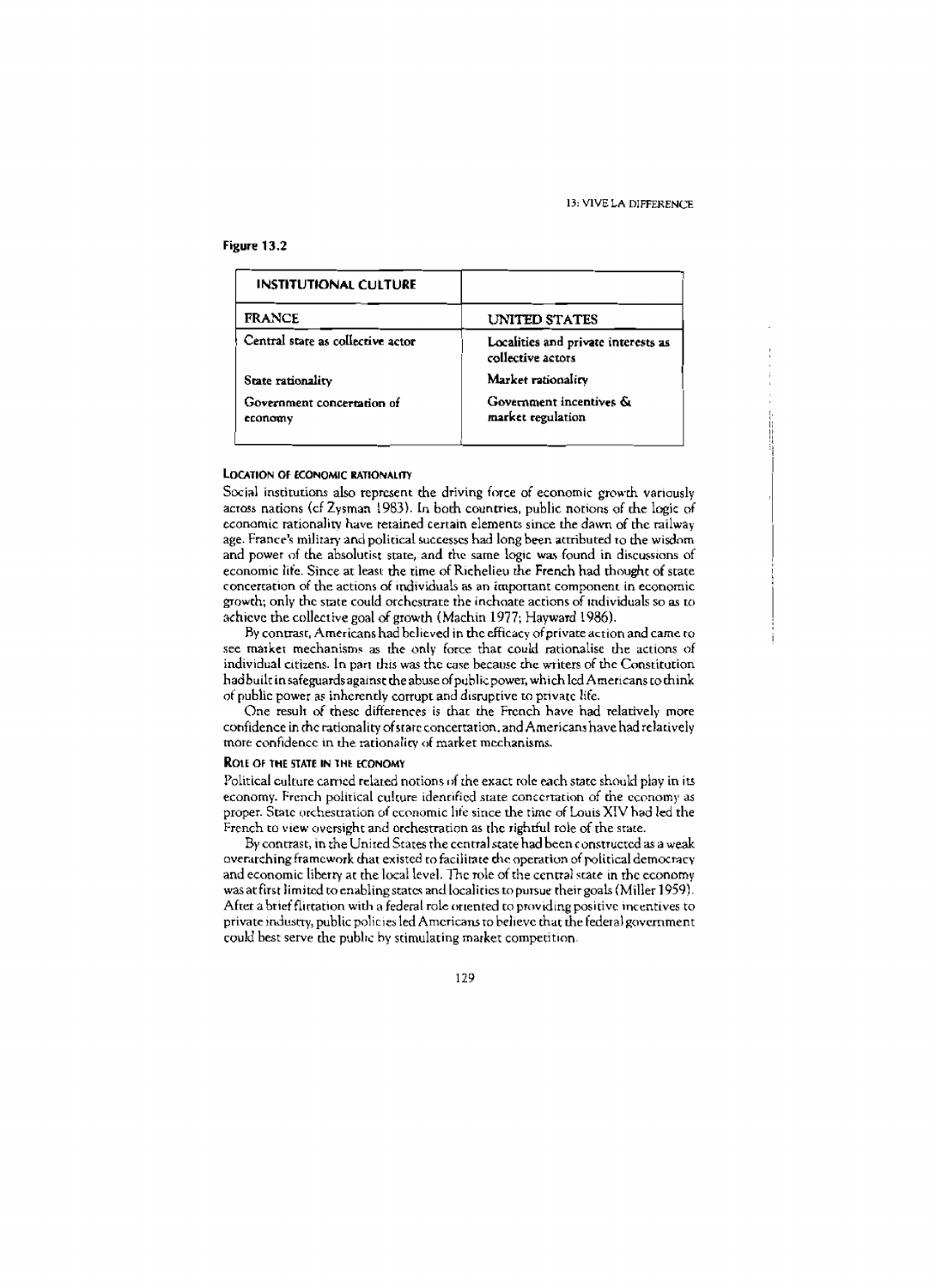**Figure 13.2**

| INSTITUTIONAL CULTURE | |
|---|---|
| FRANCE | UNITED STATES |
| Central state as collective actor | Localities and private interests as collective actors |
| State rationality | Market rationality |
| Government concertation of economy | Government incentives & market regulation |

### LOCATION OF ECONOMIC RATIONALITY

Social institutions also represent the driving force of economic growth variously across nations (cf Zysman 1983). In both countries, public notions of the logic of economic rationality have retained certain elements since the dawn of the railway age. France's military and political successes had long been attributed to the wisdom and power of the absolutist state, and the same logic was found in discussions of economic life. Since at least the time of Richelieu the French had thought of state concertation of the actions of individuals as an important component in economic growth; only the state could orchestrate the inchoate actions of individuals so as to achieve the collective goal of growth (Machin 1977; Hayward 1986).

By contrast, Americans had believed in the efficacy of private action and came to see market mechanisms as the only force that could rationalise the actions of individual citizens. In part this was the case because the writers of the Constitution had built in safeguards against the abuse of public power, which led Americans to think of public power as inherently corrupt and disruptive to private life.

One result of these differences is that the French have had relatively more confidence in the rationality of state concertation, and Americans have had relatively more confidence in the rationality of market mechanisms.

### ROLE OF THE STATE IN THE ECONOMY

Political culture carried related notions of the exact role each state should play in its economy. French political culture identified state concertation of the economy as proper. State orchestration of economic life since the time of Louis XIV had led the French to view oversight and orchestration as the rightful role of the state.

By contrast, in the United States the central state had been constructed as a weak overarching framework that existed to facilitate the operation of political democracy and economic liberty at the local level. The role of the central state in the economy was at first limited to enabling states and localities to pursue their goals (Miller 1959). After a brief flirtation with a federal role oriented to providing positive incentives to private industry, public policies led Americans to believe that the federal government could best serve the public by stimulating market competition.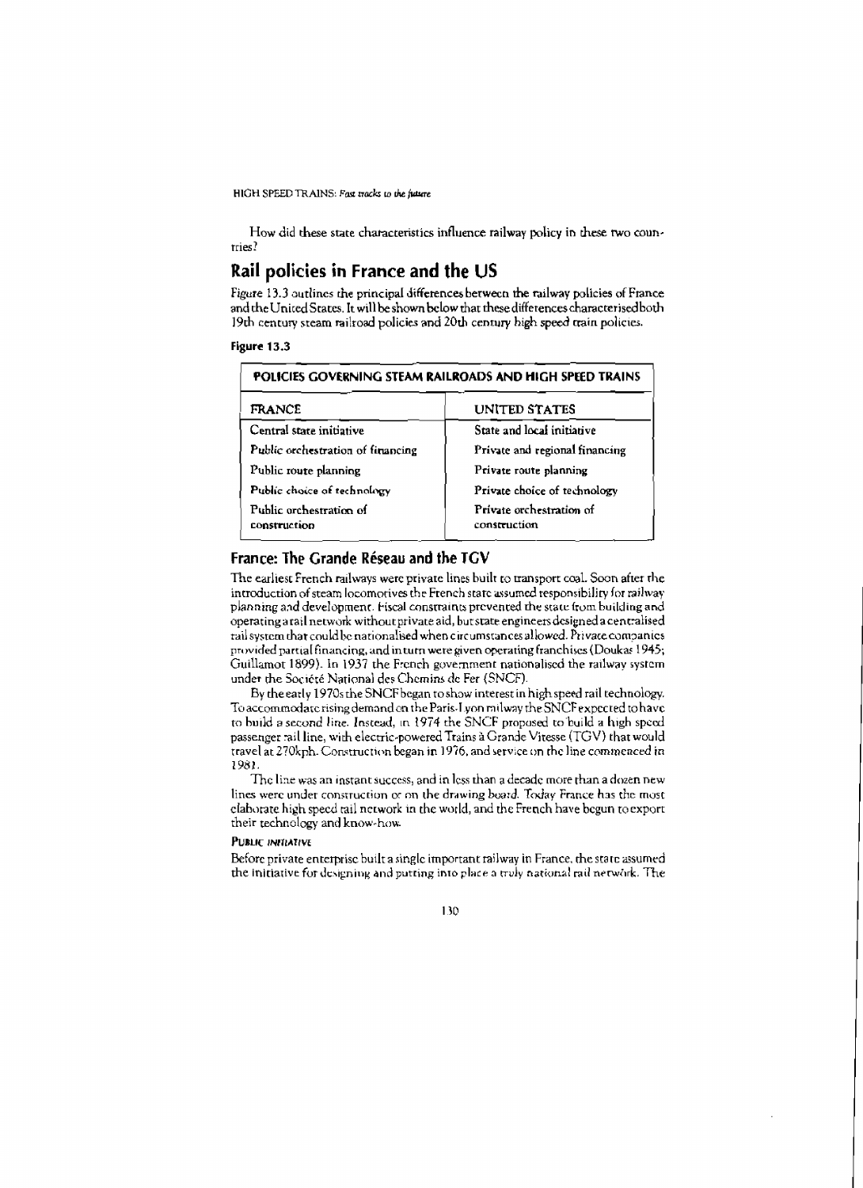How did these state characteristics influence railway policy in these two countries?

## Rail policies in France and the US

Figure 13.3 outlines the principal differences between the railway policies of France and the United States. It will be shown below that these differences characterised both 19th century steam railroad policies and 20th century high speed train policies.

**Figure 13.3**

| POLICIES GOVERNING STEAM RAILROADS AND HIGH SPEED TRAINS | |
|---|---|
| FRANCE | UNITED STATES |
| Central state initiative | State and local initiative |
| Public orchestration of financing | Private and regional financing |
| Public route planning | Private route planning |
| Public choice of technology | Private choice of technology |
| Public orchestration of construction | Private orchestration of construction |

### France: The Grande Réseau and the TGV

The earliest French railways were private lines built to transport coal. Soon after the introduction of steam locomotives the French state assumed responsibility for railway planning and development. Fiscal constraints prevented the state from building and operating a rail network without private aid, but state engineers designed a centralised rail system that could be nationalised when circumstances allowed. Private companies provided partial financing, and in turn were given operating franchises (Doukas 1945; Guillamot 1899). In 1937 the French government nationalised the railway system under the Société National des Chemins de Fer (SNCF).

By the early 1970s the SNCF began to show interest in high speed rail technology. To accommodate rising demand on the Paris-Lyon railway the SNCF expected to have to build a second line. Instead, in 1974 the SNCF proposed to build a high speed passenger rail line, with electric-powered Trains à Grande Vitesse (TGV) that would travel at 270kph. Construction began in 1976, and service on the line commenced in 1981.

The line was an instant success, and in less than a decade more than a dozen new lines were under construction or on the drawing board. Today France has the most elaborate high speed rail network in the world, and the French have begun to export their technology and know-how.

#### PUBLIC INITIATIVE

Before private enterprise built a single important railway in France, the state assumed the initiative for designing and putting into place a truly national rail network. The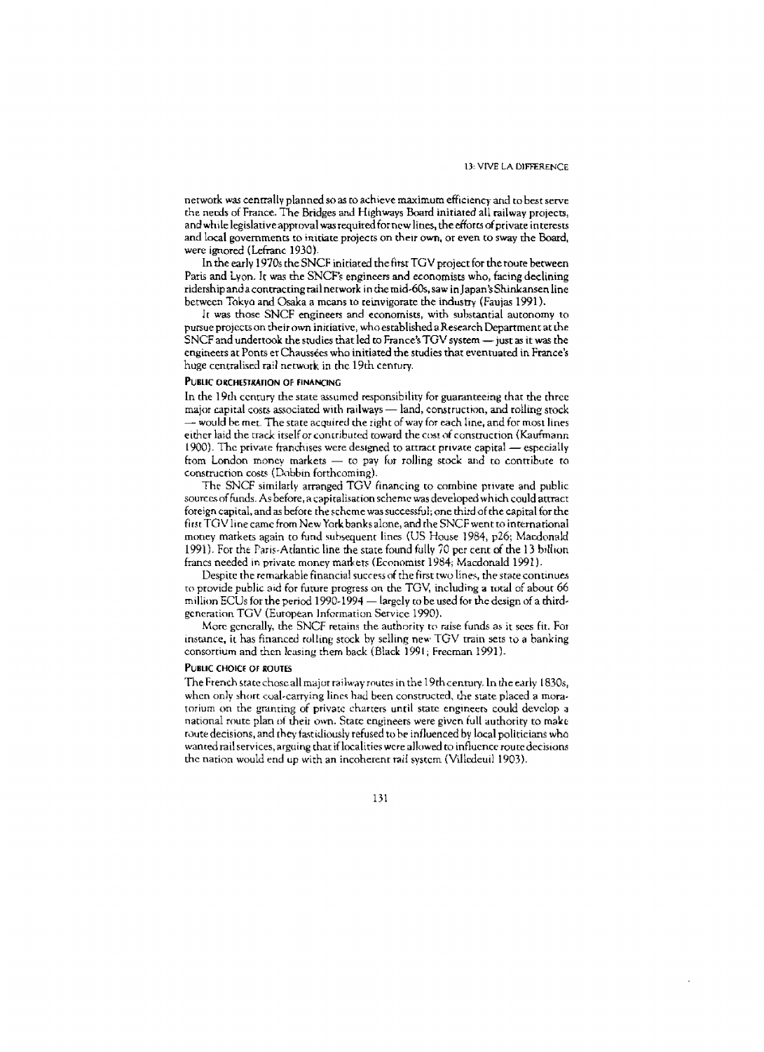network was centrally planned so as to achieve maximum efficiency and to best serve the needs of France. The Bridges and Highways Board initiated all railway projects, and while legislative approval was required for new lines, the efforts of private interests and local governments to initiate projects on their own, or even to sway the Board, were ignored (Lefranc 1930).

In the early 1970s the SNCF initiated the first TGV project for the route between Paris and Lyon. It was the SNCF's engineers and economists who, facing declining ridership and a contracting rail network in the mid-60s, saw in Japan's Shinkansen line between Tokyo and Osaka a means to reinvigorate the industry (Faujas 1991).

It was those SNCF engineers and economists, with substantial autonomy to pursue projects on their own initiative, who established a Research Department at the SNCF and undertook the studies that led to France's TGV system — just as it was the engineers at Ponts et Chaussées who initiated the studies that eventuated in France's huge centralised rail network in the 19th century.

#### PUBLIC ORCHESTRATION OF FINANCING

In the 19th century the state assumed responsibility for guaranteeing that the three major capital costs associated with railways — land, construction, and rolling stock — would be met. The state acquired the right of way for each line, and for most lines either laid the track itself or contributed toward the cost of construction (Kaufmann 1900). The private franchises were designed to attract private capital — especially from London money markets — to pay for rolling stock and to contribute to construction costs (Dobbin forthcoming).

The SNCF similarly arranged TGV financing to combine private and public sources of funds. As before, a capitalisation scheme was developed which could attract foreign capital, and as before the scheme was successful; one third of the capital for the first TGV line came from New York banks alone, and the SNCF went to international money markets again to fund subsequent lines (US House 1984, p26; Macdonald 1991). For the Paris-Atlantic line the state found fully 70 per cent of the 13 billion francs needed in private money markets (Economist 1984; Macdonald 1991).

Despite the remarkable financial success of the first two lines, the state continues to provide public aid for future progress on the TGV, including a total of about 66 million ECUs for the period 1990-1994 — largely to be used for the design of a third-generation TGV (European Information Service 1990).

More generally, the SNCF retains the authority to raise funds as it sees fit. For instance, it has financed rolling stock by selling new TGV train sets to a banking consortium and then leasing them back (Black 1991; Freeman 1991).

#### PUBLIC CHOICE OF ROUTES

The French state chose all major railway routes in the 19th century. In the early 1830s, when only short coal-carrying lines had been constructed, the state placed a moratorium on the granting of private charters until state engineers could develop a national route plan of their own. State engineers were given full authority to make route decisions, and they fastidiously refused to be influenced by local politicians who wanted rail services, arguing that if localities were allowed to influence route decisions the nation would end up with an incoherent rail system (Villedeuil 1903).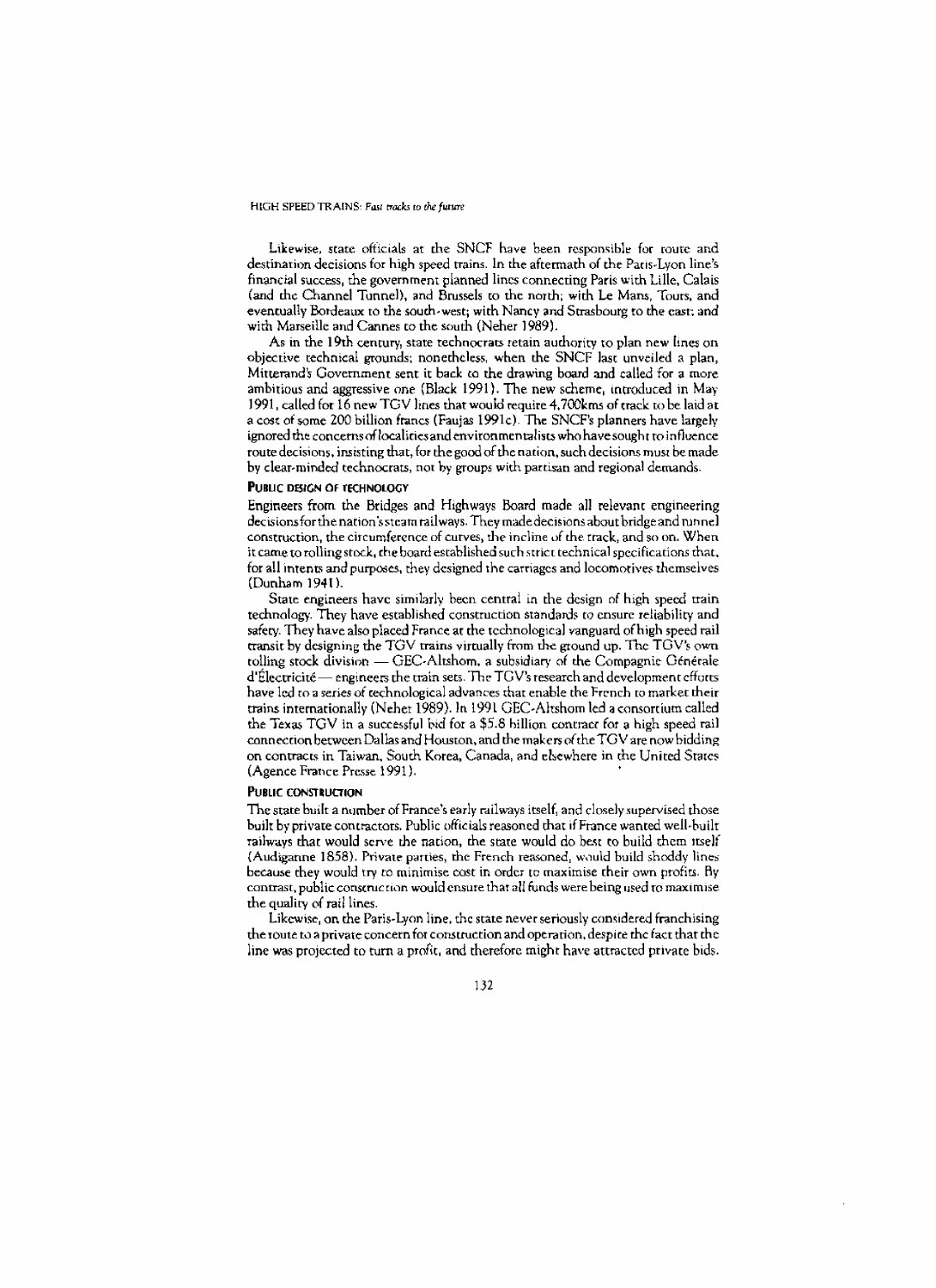Likewise, state officials at the SNCF have been responsible for route and destination decisions for high speed trains. In the aftermath of the Paris-Lyon line's financial success, the government planned lines connecting Paris with Lille, Calais (and the Channel Tunnel), and Brussels to the north; with Le Mans, Tours, and eventually Bordeaux to the south-west; with Nancy and Strasbourg to the east; and with Marseille and Cannes to the south (Neher 1989).

As in the 19th century, state technocrats retain authority to plan new lines on objective technical grounds; nonetheless, when the SNCF last unveiled a plan, Mitterand's Government sent it back to the drawing board and called for a more ambitious and aggressive one (Black 1991). The new scheme, introduced in May 1991, called for 16 new TGV lines that would require 4,700kms of track to be laid at a cost of some 200 billion francs (Faujas 1991c). The SNCF's planners have largely ignored the concerns of localities and environmentalists who have sought to influence route decisions, insisting that, for the good of the nation, such decisions must be made by clear-minded technocrats, not by groups with partisan and regional demands.

#### Public design of technology

Engineers from the Bridges and Highways Board made all relevant engineering decisions for the nation's steam railways. They made decisions about bridge and tunnel construction, the circumference of curves, the incline of the track, and so on. When it came to rolling stock, the board established such strict technical specifications that, for all intents and purposes, they designed the carriages and locomotives themselves (Dunham 1941).

State engineers have similarly been central in the design of high speed train technology. They have established construction standards to ensure reliability and safety. They have also placed France at the technological vanguard of high speed rail transit by designing the TGV trains virtually from the ground up. The TGV's own rolling stock division — GEC-Alsthom, a subsidiary of the Compagnie Générale d'Électricité — engineers the train sets. The TGV's research and development efforts have led to a series of technological advances that enable the French to market their trains internationally (Neher 1989). In 1991 GEC-Alsthom led a consortium called the Texas TGV in a successful bid for a $5.8 billion contract for a high speed rail connection between Dallas and Houston, and the makers of the TGV are now bidding on contracts in Taiwan, South Korea, Canada, and elsewhere in the United States (Agence France Presse 1991).

#### Public construction

The state built a number of France's early railways itself, and closely supervised those built by private contractors. Public officials reasoned that if France wanted well-built railways that would serve the nation, the state would do best to build them itself (Audiganne 1858). Private parties, the French reasoned, would build shoddy lines because they would try to minimise cost in order to maximise their own profits. By contrast, public construction would ensure that all funds were being used to maximise the quality of rail lines.

Likewise, on the Paris-Lyon line, the state never seriously considered franchising the route to a private concern for construction and operation, despite the fact that the line was projected to turn a profit, and therefore might have attracted private bids.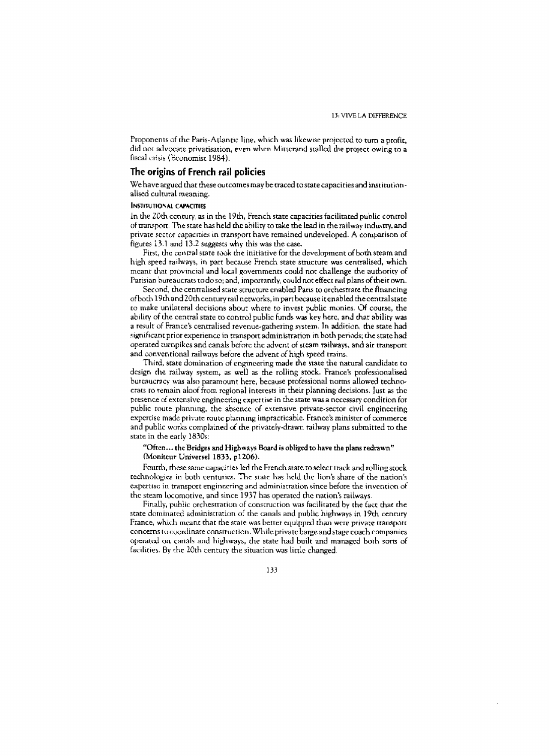Proponents of the Paris-Atlantic line, which was likewise projected to turn a profit, did not advocate privatisation, even when Mitterand stalled the project owing to a fiscal crisis (Economist 1984).

## The origins of French rail policies

We have argued that these outcomes may be traced to state capacities and institutionalised cultural meaning.

### INSTITUTIONAL CAPACITIES

In the 20th century, as in the 19th, French state capacities facilitated public control of transport. The state has held the ability to take the lead in the railway industry, and private sector capacities in transport have remained undeveloped. A comparison of figures 13.1 and 13.2 suggests why this was the case.

First, the central state took the initiative for the development of both steam and high speed railways, in part because French state structure was centralised, which meant that provincial and local governments could not challenge the authority of Parisian bureaucrats to do so; and, importantly, could not effect rail plans of their own.

Second, the centralised state structure enabled Paris to orchestrate the financing of both 19th and 20th century rail networks, in part because it enabled the central state to make unilateral decisions about where to invest public monies. Of course, the ability of the central state to control public funds was key here, and that ability was a result of France's centralised revenue-gathering system. In addition, the state had significant prior experience in transport administration in both periods; the state had operated turnpikes and canals before the advent of steam railways, and air transport and conventional railways before the advent of high speed trains.

Third, state domination of engineering made the state the natural candidate to design the railway system, as well as the rolling stock. France's professionalised bureaucracy was also paramount here, because professional norms allowed technocrats to remain aloof from regional interests in their planning decisions. Just as the presence of extensive engineering expertise in the state was a necessary condition for public route planning, the absence of extensive private-sector civil engineering expertise made private route planning impracticable. France's minister of commerce and public works complained of the privately-drawn railway plans submitted to the state in the early 1830s:

> **"Often... the Bridges and Highways Board is obliged to have the plans redrawn" (Moniteur Universel 1833, p1206).**

Fourth, these same capacities led the French state to select track and rolling stock technologies in both centuries. The state has held the lion's share of the nation's expertise in transport engineering and administration since before the invention of the steam locomotive, and since 1937 has operated the nation's railways.

Finally, public orchestration of construction was facilitated by the fact that the state dominated administration of the canals and public highways in 19th century France, which meant that the state was better equipped than were private transport concerns to coordinate construction. While private barge and stage coach companies operated on canals and highways, the state had built and managed both sorts of facilities. By the 20th century the situation was little changed.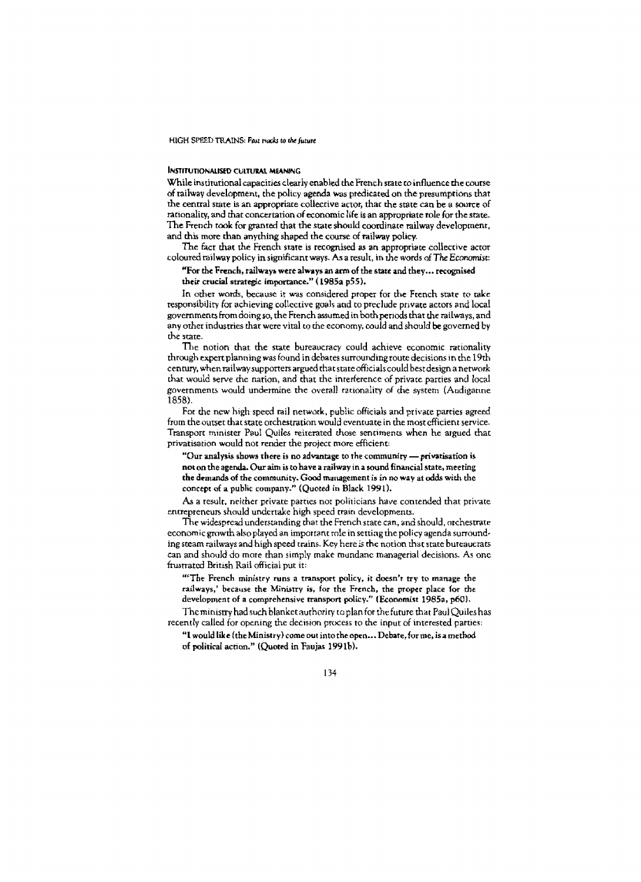### Institutionalised cultural meaning

While institutional capacities clearly enabled the French state to influence the course of railway development, the policy agenda was predicated on the presumptions that the central state is an appropriate collective actor, that the state can be a source of rationality, and that concertation of economic life is an appropriate role for the state. The French took for granted that the state should coordinate railway development, and this more than anything shaped the course of railway policy.

The fact that the French state is recognised as an appropriate collective actor coloured railway policy in significant ways. As a result, in the words of *The Economist*:

> **"For the French, railways were always an arm of the state and they... recognised their crucial strategic importance." (1985a p55).**

In other words, because it was considered proper for the French state to take responsibility for achieving collective goals and to preclude private actors and local governments from doing so, the French assumed in both periods that the railways, and any other industries that were vital to the economy, could and should be governed by the state.

The notion that the state bureaucracy could achieve economic rationality through expert planning was found in debates surrounding route decisions in the 19th century, when railway supporters argued that state officials could best design a network that would serve the nation, and that the interference of private parties and local governments would undermine the overall rationality of the system (Audiganne 1858).

For the new high speed rail network, public officials and private parties agreed from the outset that state orchestration would eventuate in the most efficient service. Transport minister Paul Quiles reiterated those sentiments when he argued that privatisation would not render the project more efficient:

> **"Our analysis shows there is no advantage to the community — privatisation is not on the agenda. Our aim is to have a railway in a sound financial state, meeting the demands of the community. Good management is in no way at odds with the concept of a public company." (Quoted in Black 1991).**

As a result, neither private parties nor politicians have contended that private entrepreneurs should undertake high speed train developments.

The widespread understanding that the French state can, and should, orchestrate economic growth also played an important role in setting the policy agenda surrounding steam railways and high speed trains. Key here is the notion that state bureaucrats can and should do more than simply make mundane managerial decisions. As one frustrated British Rail official put it:

> **"'The French ministry runs a transport policy, it doesn't try to manage the railways,' because the Ministry is, for the French, the proper place for the development of a comprehensive transport policy." (Economist 1985a, p60).**

The ministry had such blanket authority to plan for the future that Paul Quiles has recently called for opening the decision process to the input of interested parties:

> **"I would like (the Ministry) come out into the open... Debate, for me, is a method of political action." (Quoted in Faujas 1991b).**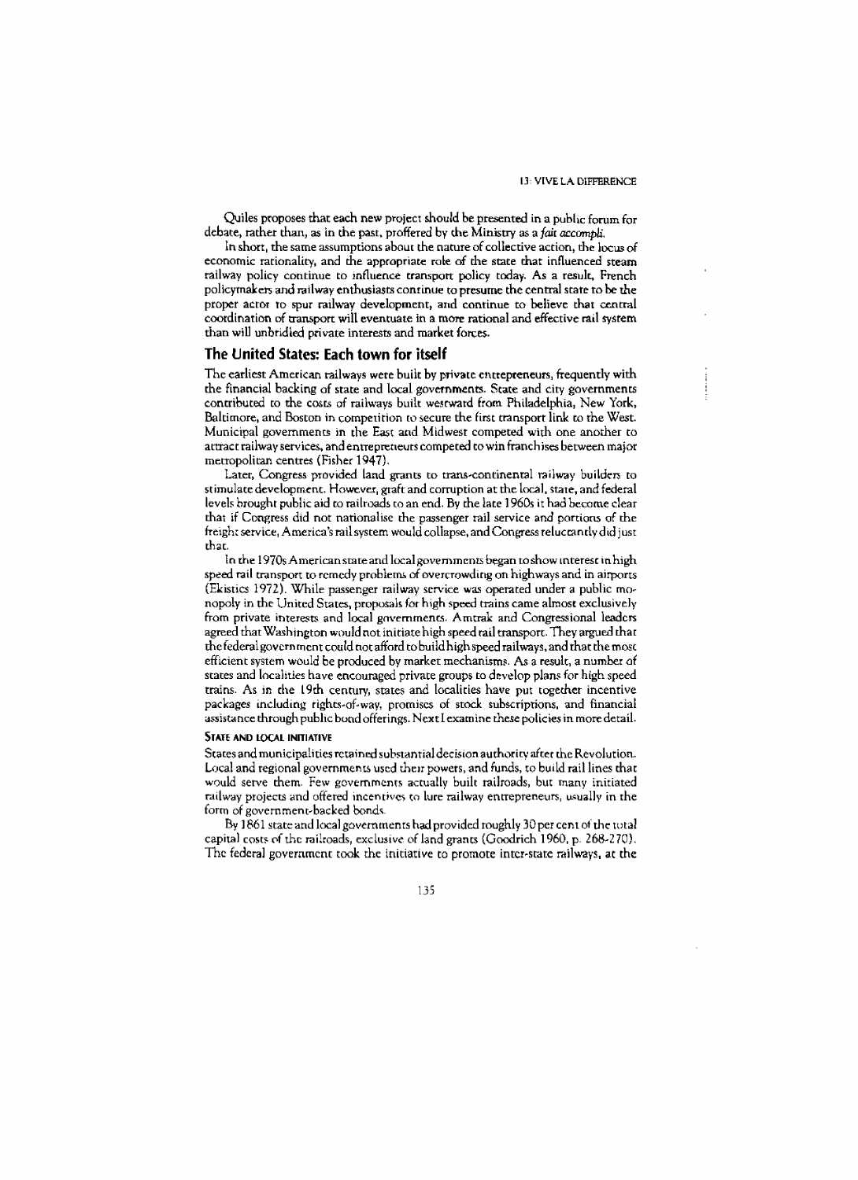Quiles proposes that each new project should be presented in a public forum for debate, rather than, as in the past, proffered by the Ministry as a *fait accompli*.

In short, the same assumptions about the nature of collective action, the locus of economic rationality, and the appropriate role of the state that influenced steam railway policy continue to influence transport policy today. As a result, French policymakers and railway enthusiasts continue to presume the central state to be the proper actor to spur railway development, and continue to believe that central coordination of transport will eventuate in a more rational and effective rail system than will unbridled private interests and market forces.

## The United States: Each town for itself

The earliest American railways were built by private entrepreneurs, frequently with the financial backing of state and local governments. State and city governments contributed to the costs of railways built westward from Philadelphia, New York, Baltimore, and Boston in competition to secure the first transport link to the West. Municipal governments in the East and Midwest competed with one another to attract railway services, and entrepreneurs competed to win franchises between major metropolitan centres (Fisher 1947).

Later, Congress provided land grants to trans-continental railway builders to stimulate development. However, graft and corruption at the local, state, and federal levels brought public aid to railroads to an end. By the late 1960s it had become clear that if Congress did not nationalise the passenger rail service and portions of the freight service, America's rail system would collapse, and Congress reluctantly did just that.

In the 1970s American state and local governments began to show interest in high speed rail transport to remedy problems of overcrowding on highways and in airports (Ekistics 1972). While passenger railway service was operated under a public monopoly in the United States, proposals for high speed trains came almost exclusively from private interests and local governments. Amtrak and Congressional leaders agreed that Washington would not initiate high speed rail transport. They argued that the federal government could not afford to build high speed railways, and that the most efficient system would be produced by market mechanisms. As a result, a number of states and localities have encouraged private groups to develop plans for high speed trains. As in the 19th century, states and localities have put together incentive packages including rights-of-way, promises of stock subscriptions, and financial assistance through public bond offerings. Next I examine these policies in more detail.

### State and local initiative

States and municipalities retained substantial decision authority after the Revolution. Local and regional governments used their powers, and funds, to build rail lines that would serve them. Few governments actually built railroads, but many initiated railway projects and offered incentives to lure railway entrepreneurs, usually in the form of government-backed bonds.

By 1861 state and local governments had provided roughly 30 per cent of the total capital costs of the railroads, exclusive of land grants (Goodrich 1960, p. 268-270). The federal government took the initiative to promote inter-state railways, at the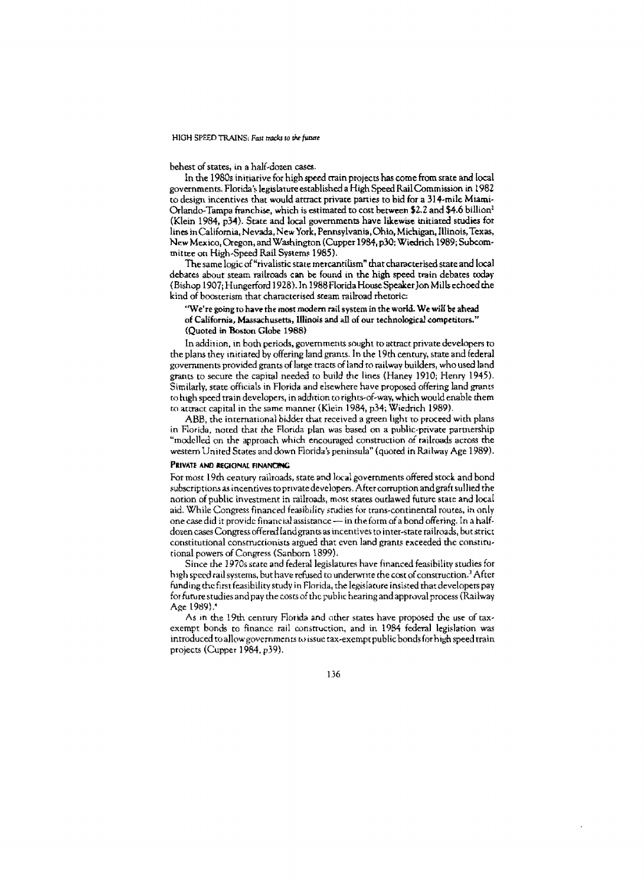behest of states, in a half-dozen cases.

In the 1980s initiative for high speed train projects has come from state and local governments. Florida's legislature established a High Speed Rail Commission in 1982 to design incentives that would attract private parties to bid for a 314-mile Miami-Orlando-Tampa franchise, which is estimated to cost between $2.2 and $4.6 billion[2] (Klein 1984, p34). State and local governments have likewise initiated studies for lines in California, Nevada, New York, Pennsylvania, Ohio, Michigan, Illinois, Texas, New Mexico, Oregon, and Washington (Cupper 1984, p30; Wiedrich 1989; Subcommittee on High-Speed Rail Systems 1985).

The same logic of "rivalistic state mercantilism" that characterised state and local debates about steam railroads can be found in the high speed train debates today (Bishop 1907; Hungerford 1928). In 1988 Florida House Speaker Jon Mills echoed the kind of boosterism that characterised steam railroad rhetoric:

> **"We're going to have the most modern rail system in the world. We will be ahead of California, Massachusetts, Illinois and all of our technological competitors." (Quoted in Boston Globe 1988)**

In addition, in both periods, governments sought to attract private developers to the plans they initiated by offering land grants. In the 19th century, state and federal governments provided grants of large tracts of land to railway builders, who used land grants to secure the capital needed to build the lines (Haney 1910; Henry 1945). Similarly, state officials in Florida and elsewhere have proposed offering land grants to high speed train developers, in addition to rights-of-way, which would enable them to attract capital in the same manner (Klein 1984, p34; Wiedrich 1989).

ABB, the international bidder that received a green light to proceed with plans in Florida, noted that the Florida plan was based on a public-private partnership "modelled on the approach which encouraged construction of railroads across the western United States and down Florida's peninsula" (quoted in Railway Age 1989).

### PRIVATE AND REGIONAL FINANCING

For most 19th century railroads, state and local governments offered stock and bond subscriptions as incentives to private developers. After corruption and graft sullied the notion of public investment in railroads, most states outlawed future state and local aid. While Congress financed feasibility studies for trans-continental routes, in only one case did it provide financial assistance — in the form of a bond offering. In a half-dozen cases Congress offered land grants as incentives to inter-state railroads, but strict constitutional constructionists argued that even land grants exceeded the constitutional powers of Congress (Sanborn 1899).

Since the 1970s state and federal legislatures have financed feasibility studies for high speed rail systems, but have refused to underwrite the cost of construction.[3] After funding the first feasibility study in Florida, the legislature insisted that developers pay for future studies and pay the costs of the public hearing and approval process (Railway Age 1989).[4]

As in the 19th century Florida and other states have proposed the use of tax-exempt bonds to finance rail construction, and in 1984 federal legislation was introduced to allow governments to issue tax-exempt public bonds for high speed train projects (Cupper 1984, p39).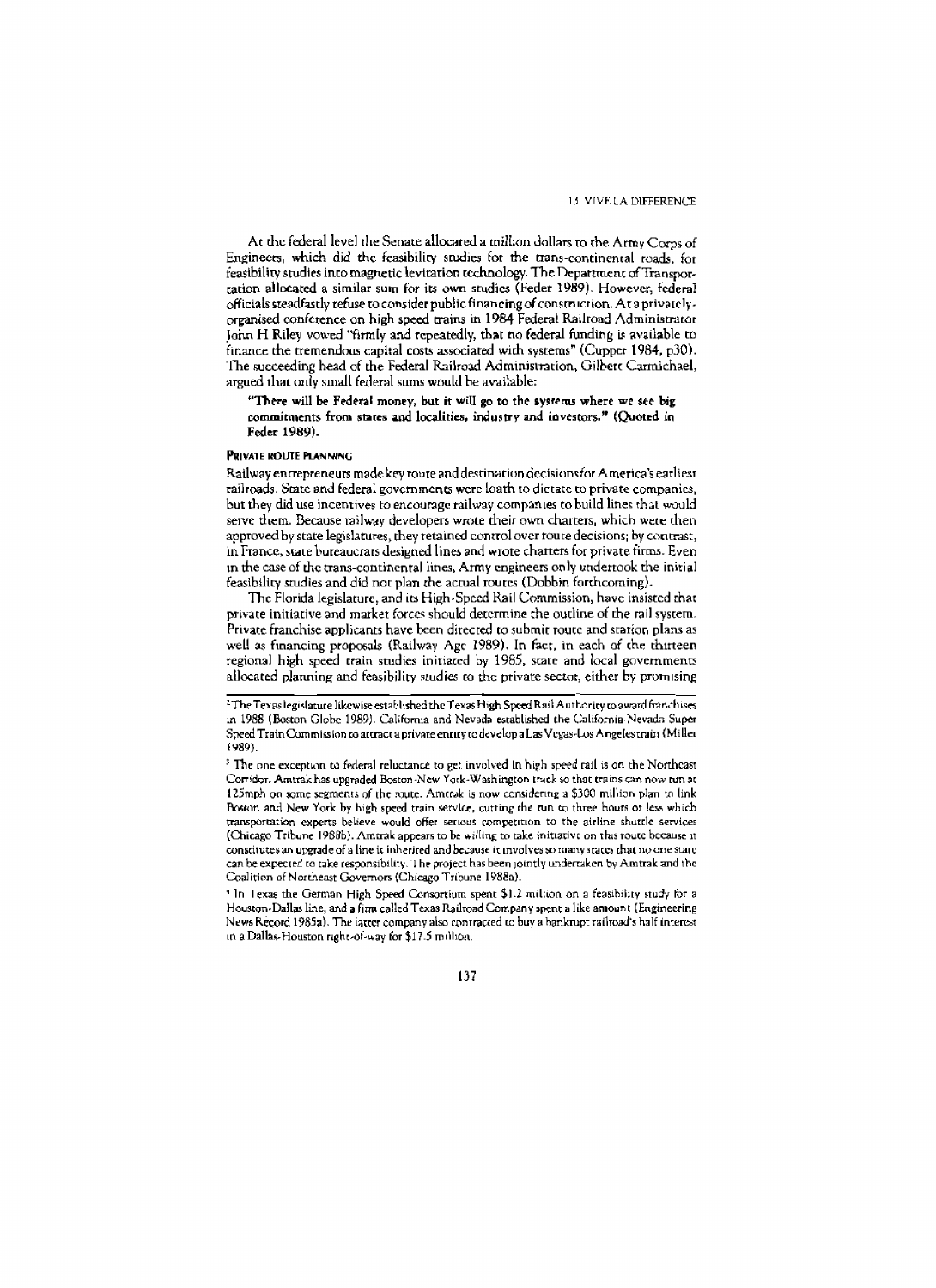At the federal level the Senate allocated a million dollars to the Army Corps of Engineers, which did the feasibility studies for the trans-continental roads, for feasibility studies into magnetic levitation technology. The Department of Transportation allocated a similar sum for its own studies (Feder 1989). However, federal officials steadfastly refuse to consider public financing of construction. At a privately-organised conference on high speed trains in 1984 Federal Railroad Administrator John H Riley vowed "firmly and repeatedly, that no federal funding is available to finance the tremendous capital costs associated with systems" (Cupper 1984, p30). The succeeding head of the Federal Railroad Administration, Gilbert Carmichael, argued that only small federal sums would be available:

> **"There will be Federal money, but it will go to the systems where we see big commitments from states and localities, industry and investors." (Quoted in Feder 1989).**

#### PRIVATE ROUTE PLANNING

Railway entrepreneurs made key route and destination decisions for America's earliest railroads. State and federal governments were loath to dictate to private companies, but they did use incentives to encourage railway companies to build lines that would serve them. Because railway developers wrote their own charters, which were then approved by state legislatures, they retained control over route decisions; by contrast, in France, state bureaucrats designed lines and wrote charters for private firms. Even in the case of the trans-continental lines, Army engineers only undertook the initial feasibility studies and did not plan the actual routes (Dobbin forthcoming).

The Florida legislature, and its High-Speed Rail Commission, have insisted that private initiative and market forces should determine the outline of the rail system. Private franchise applicants have been directed to submit route and station plans as well as financing proposals (Railway Age 1989). In fact, in each of the thirteen regional high speed train studies initiated by 1985, state and local governments allocated planning and feasibility studies to the private sector, either by promising

---

[2] The Texas legislature likewise established the Texas High Speed Rail Authority to award franchises in 1988 (Boston Globe 1989). California and Nevada established the California-Nevada Super Speed Train Commission to attract a private entity to develop a Las Vegas-Los Angeles train (Miller 1989).

[3] The one exception to federal reluctance to get involved in high speed rail is on the Northeast Corridor. Amtrak has upgraded Boston-New York-Washington track so that trains can now run at 125mph on some segments of the route. Amtrak is now considering a $300 million plan to link Boston and New York by high speed train service, cutting the run to three hours or less which transportation experts believe would offer serious competition to the airline shuttle services (Chicago Tribune 1988b). Amtrak appears to be willing to take initiative on this route because it constitutes an upgrade of a line it inherited and because it involves so many states that no one state can be expected to take responsibility. The project has been jointly undertaken by Amtrak and the Coalition of Northeast Governors (Chicago Tribune 1988a).

[4] In Texas the German High Speed Consortium spent $1.2 million on a feasibility study for a Houston-Dallas line, and a firm called Texas Railroad Company spent a like amount (Engineering News Record 1985a). The latter company also contracted to buy a bankrupt railroad's half interest in a Dallas-Houston right-of-way for $17.5 million.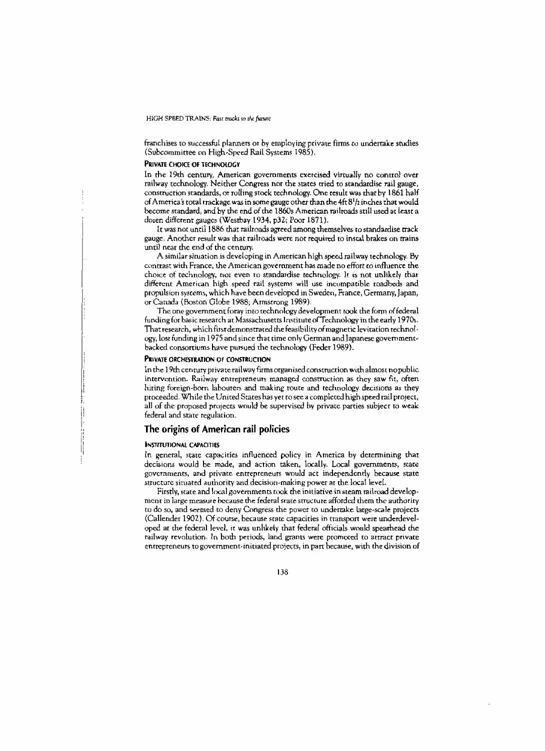franchises to successful planners or by employing private firms to undertake studies (Subcommittee on High-Speed Rail Systems 1985).

#### PRIVATE CHOICE OF TECHNOLOGY

In the 19th century, American governments exercised virtually no control over railway technology. Neither Congress nor the states tried to standardise rail gauge, construction standards, or rolling stock technology. One result was that by 1861 half of America's total trackage was in some gauge other than the 4ft 8½ inches that would become standard, and by the end of the 1860s American railroads still used at least a dozen different gauges (Westbay 1934, p32; Poor 1871).

It was not until 1886 that railroads agreed among themselves to standardise track gauge. Another result was that railroads were not required to instal brakes on trains until near the end of the century.

A similar situation is developing in American high speed railway technology. By contrast with France, the American government has made no effort to influence the choice of technology, nor even to standardise technology. It is not unlikely that different American high speed rail systems will use incompatible roadbeds and propulsion systems, which have been developed in Sweden, France, Germany, Japan, or Canada (Boston Globe 1988; Armstrong 1989).

The one government foray into technology development took the form of federal funding for basic research at Massachusetts Institute of Technology in the early 1970s. That research, which first demonstrated the feasibility of magnetic levitation technology, lost funding in 1975 and since that time only German and Japanese government-backed consortiums have pursued the technology (Feder 1989).

#### PRIVATE ORCHESTRATION OF CONSTRUCTION

In the 19th century private railway firms organised construction with almost no public intervention. Railway entrepreneurs managed construction as they saw fit, often hiring foreign-born labourers and making route and technology decisions as they proceeded. While the United States has yet to see a completed high speed rail project, all of the proposed projects would be supervised by private parties subject to weak federal and state regulation.

## The origins of American rail policies

#### INSTITUTIONAL CAPACITIES

In general, state capacities influenced policy in America by determining that decisions would be made, and action taken, locally. Local governments, state governments, and private entrepreneurs would act independently because state structure situated authority and decision-making power at the local level.

Firstly, state and local governments took the initiative in steam railroad development in large measure because the federal state structure afforded them the authority to do so, and seemed to deny Congress the power to undertake large-scale projects (Callender 1902). Of course, because state capacities in transport were underdeveloped at the federal level, it was unlikely that federal officials would spearhead the railway revolution. In both periods, land grants were promoted to attract private entrepreneurs to government-initiated projects, in part because, with the division of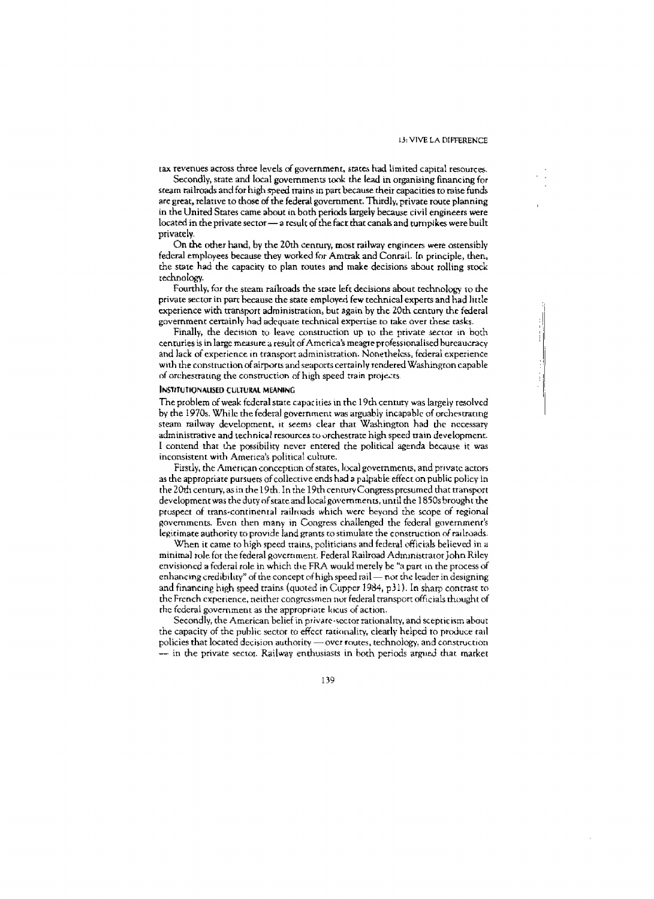tax revenues across three levels of government, states had limited capital resources.

Secondly, state and local governments took the lead in organising financing for steam railroads and for high speed trains in part because their capacities to raise funds are great, relative to those of the federal government. Thirdly, private route planning in the United States came about in both periods largely because civil engineers were located in the private sector — a result of the fact that canals and turnpikes were built privately.

On the other hand, by the 20th century, most railway engineers were ostensibly federal employees because they worked for Amtrak and Conrail. In principle, then, the state had the capacity to plan routes and make decisions about rolling stock technology.

Fourthly, for the steam railroads the state left decisions about technology to the private sector in part because the state employed few technical experts and had little experience with transport administration, but again by the 20th century the federal government certainly had adequate technical expertise to take over these tasks.

Finally, the decision to leave construction up to the private sector in both centuries is in large measure a result of America's meagre professionalised bureaucracy and lack of experience in transport administration. Nonetheless, federal experience with the construction of airports and seaports certainly rendered Washington capable of orchestrating the construction of high speed train projects.

### INSTITUTIONALISED CULTURAL MEANING

The problem of weak federal state capacities in the 19th century was largely resolved by the 1970s. While the federal government was arguably incapable of orchestrating steam railway development, it seems clear that Washington had the necessary administrative and technical resources to orchestrate high speed train development. I contend that the possibility never entered the political agenda because it was inconsistent with America's political culture.

Firstly, the American conception of states, local governments, and private actors as the appropriate pursuers of collective ends had a palpable effect on public policy in the 20th century, as in the 19th. In the 19th century Congress presumed that transport development was the duty of state and local governments, until the 1850s brought the prospect of trans-continental railroads which were beyond the scope of regional governments. Even then many in Congress challenged the federal government's legitimate authority to provide land grants to stimulate the construction of railroads.

When it came to high speed trains, politicians and federal officials believed in a minimal role for the federal government. Federal Railroad Administrator John Riley envisioned a federal role in which the FRA would merely be "a part in the process of enhancing credibility" of the concept of high speed rail — not the leader in designing and financing high speed trains (quoted in Cupper 1984, p31). In sharp contrast to the French experience, neither congressmen nor federal transport officials thought of the federal government as the appropriate locus of action.

Secondly, the American belief in private-sector rationality, and scepticism about the capacity of the public sector to effect rationality, clearly helped to produce rail policies that located decision authority — over routes, technology, and construction — in the private sector. Railway enthusiasts in both periods argued that market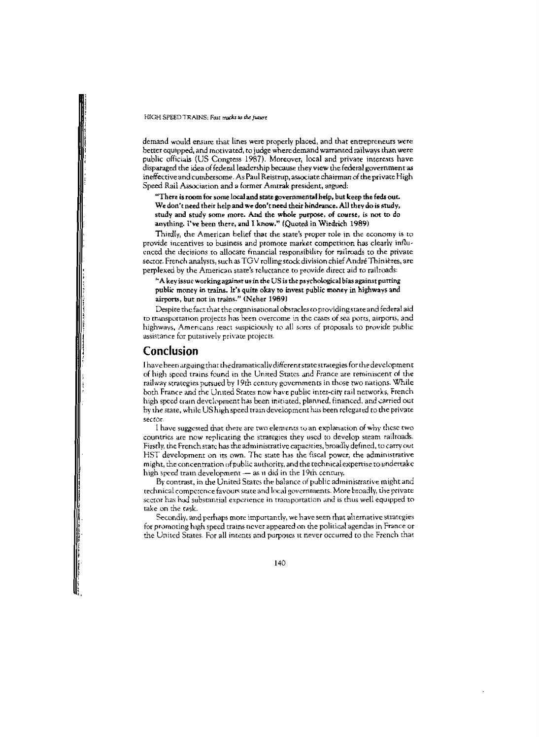demand would ensure that lines were properly placed, and that entrepreneurs were better equipped, and motivated, to judge where demand warranted railways than were public officials (US Congress 1987). Moreover, local and private interests have disparaged the idea of federal leadership because they view the federal government as ineffective and cumbersome. As Paul Reistrup, associate chairman of the private High Speed Rail Association and a former Amtrak president, argued:

> **"There is room for some local and state governmental help, but keep the feds out. We don't need their help and we don't need their hindrance. All they do is study, study and study some more. And the whole purpose, of course, is not to do anything. I've been there, and I know."** (Quoted in Wiedrich 1989)

Thirdly, the American belief that the state's proper role in the economy is to provide incentives to business and promote market competition has clearly influenced the decisions to allocate financial responsibility for railroads to the private sector. French analysts, such as TGV rolling stock division chief André Thinières, are perplexed by the American state's reluctance to provide direct aid to railroads:

> **"A key issue working against us in the US is the psychological bias against putting public money in trains. It's quite okay to invest public money in highways and airports, but not in trains."** (Neher 1989)

Despite the fact that the organisational obstacles to providing state and federal aid to transportation projects has been overcome in the cases of sea ports, airports, and highways, Americans react suspiciously to all sorts of proposals to provide public assistance for putatively private projects.

## Conclusion

I have been arguing that the dramatically different state strategies for the development of high speed trains found in the United States and France are reminiscent of the railway strategies pursued by 19th century governments in those two nations. While both France and the United States now have public inter-city rail networks, French high speed train development has been initiated, planned, financed, and carried out by the state, while US high speed train development has been relegated to the private sector.

I have suggested that there are two elements to an explanation of why these two countries are now replicating the strategies they used to develop steam railroads. Firstly, the French state has the administrative capacities, broadly defined, to carry out HST development on its own. The state has the fiscal power, the administrative might, the concentration of public authority, and the technical expertise to undertake high speed train development — as it did in the 19th century.

By contrast, in the United States the balance of public administrative might and technical competence favours state and local governments. More broadly, the private sector has had substantial experience in transportation and is thus well equipped to take on the task.

Secondly, and perhaps more importantly, we have seen that alternative strategies for promoting high speed trains never appeared on the political agendas in France or the United States. For all intents and purposes it never occurred to the French that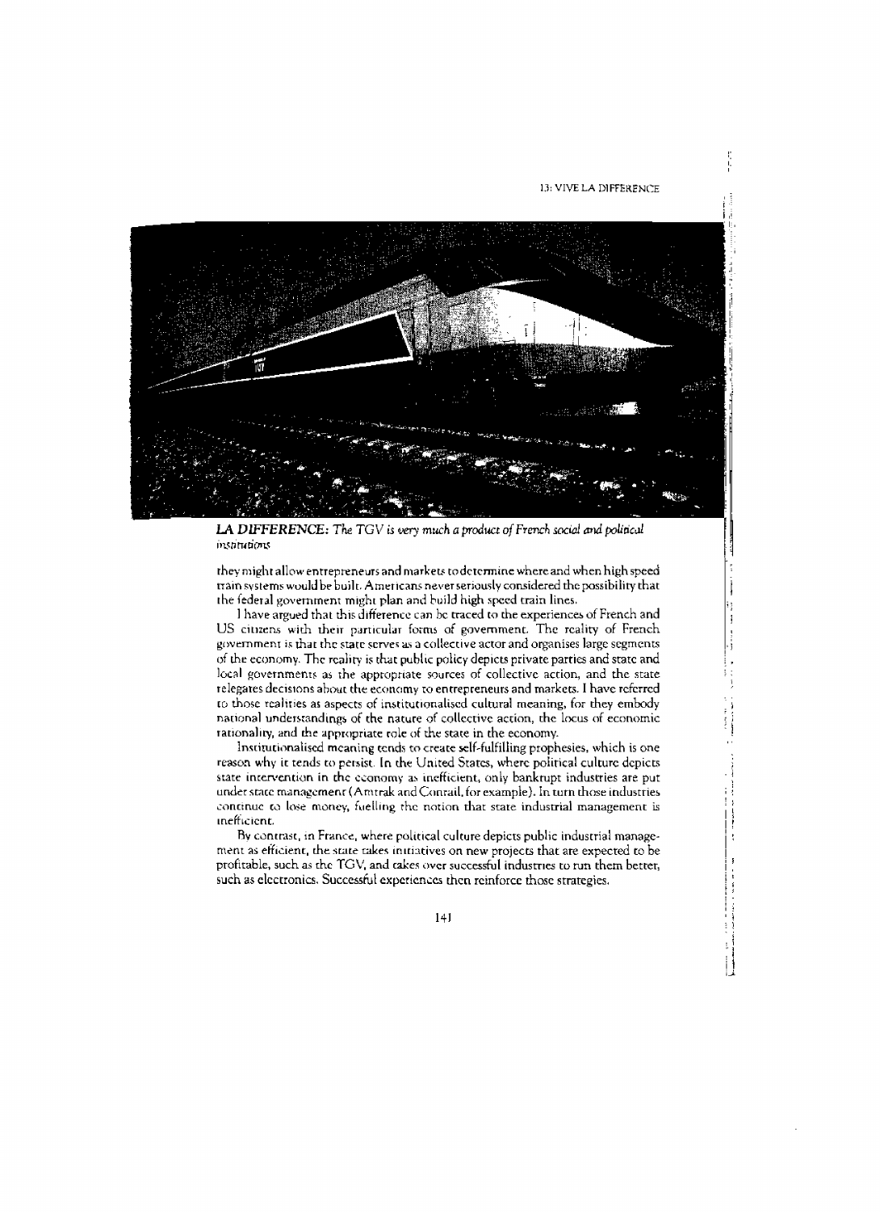**LA DIFFERENCE:** *The TGV is very much a product of French social and political institutions*

they might allow entrepreneurs and markets to determine where and when high speed train systems would be built. Americans never seriously considered the possibility that the federal government might plan and build high speed train lines.

I have argued that this difference can be traced to the experiences of French and US citizens with their particular forms of government. The reality of French government is that the state serves as a collective actor and organises large segments of the economy. The reality is that public policy depicts private parties and state and local governments as the appropriate sources of collective action, and the state relegates decisions about the economy to entrepreneurs and markets. I have referred to those realities as aspects of institutionalised cultural meaning, for they embody national understandings of the nature of collective action, the locus of economic rationality, and the appropriate role of the state in the economy.

Institutionalised meaning tends to create self-fulfilling prophesies, which is one reason why it tends to persist. In the United States, where political culture depicts state intervention in the economy as inefficient, only bankrupt industries are put under state management (Amtrak and Conrail, for example). In turn those industries continue to lose money, fuelling the notion that state industrial management is inefficient.

By contrast, in France, where political culture depicts public industrial management as efficient, the state takes initiatives on new projects that are expected to be profitable, such as the TGV, and takes over successful industries to run them better, such as electronics. Successful experiences then reinforce those strategies.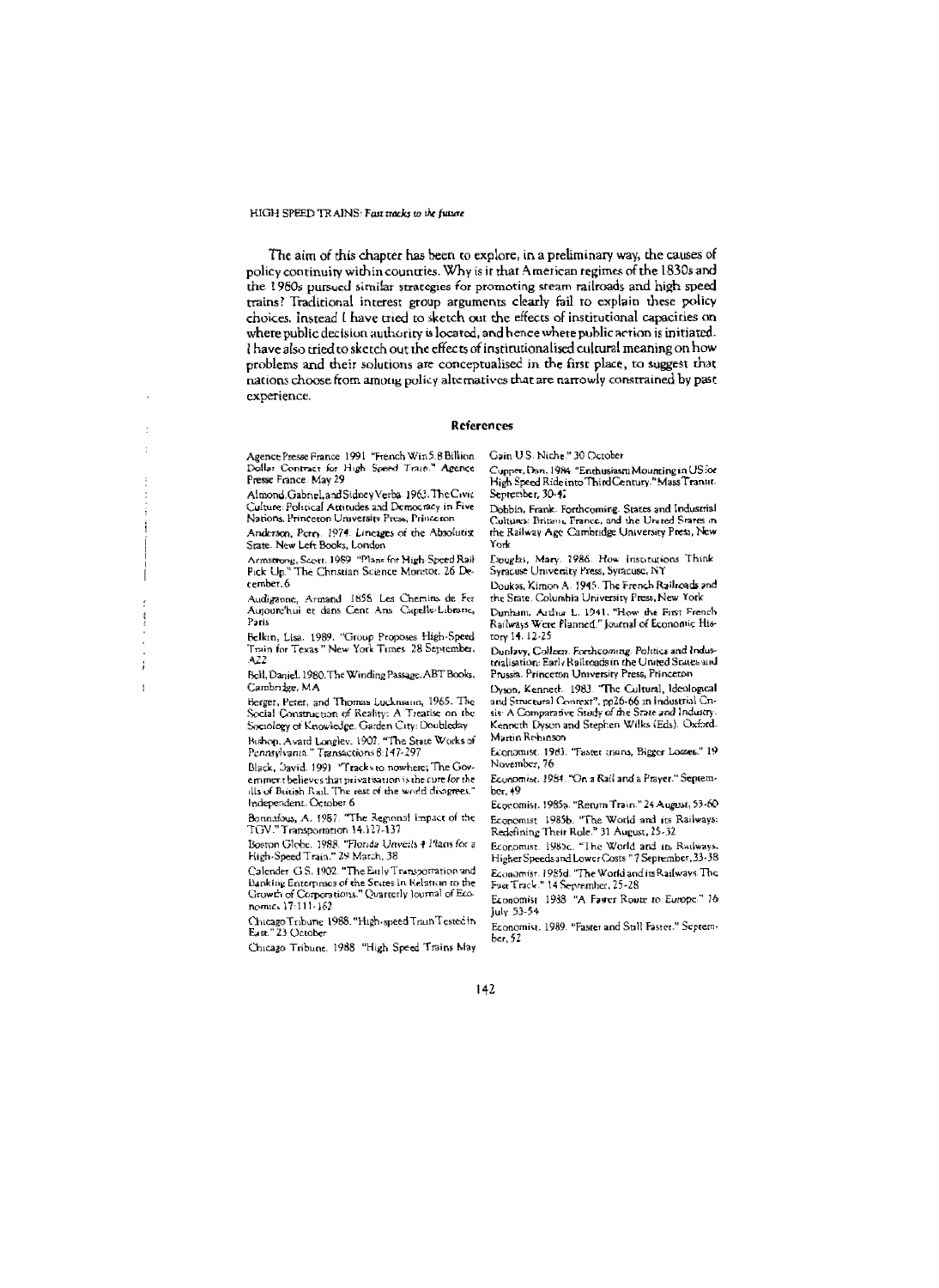The aim of this chapter has been to explore, in a preliminary way, the causes of policy continuity within countries. Why is it that American regimes of the 1830s and the 1980s pursued similar strategies for promoting steam railroads and high speed trains? Traditional interest group arguments clearly fail to explain these policy choices. Instead I have tried to sketch out the effects of institutional capacities on where public decision authority is located, and hence where public action is initiated. I have also tried to sketch out the effects of institutionalised cultural meaning on how problems and their solutions are conceptualised in the first place, to suggest that nations choose from among policy alternatives that are narrowly constrained by past experience.

## References

Agence Presse France. 1991. "French Win 5.8 Billion Dollar Contract for High Speed Train." Agence Presse France. May 29

Almond, Gabriel, and Sidney Verba. 1963. The Civic Culture: Political Attitudes and Democracy in Five Nations. Princeton University Press, Princeton

Anderson, Perry. 1974. Lineages of the Absolutist State. New Left Books, London

Armstrong, Scott. 1989. "Plans for High Speed Rail Pick Up." The Christian Science Monitor. 26 December, 6

Audiganne, Armand. 1858. Les Chemins de Fer Aujourd'hui et dans Cent Ans. Capelle-Libraire, Paris

Belkin, Lisa. 1989. "Group Proposes High-Speed Train for Texas." New York Times. 28 September, A22

Bell, Daniel. 1980. The Winding Passage. ABT Books, Cambridge, MA

Berger, Peter, and Thomas Luckmann. 1965. The Social Construction of Reality: A Treatise on the Sociology of Knowledge. Garden City: Doubleday

Bishop, Avard Longley. 1907. "The State Works of Pennsylvania." Transactions 8:147-297

Black, David. 1991. "Tracks to nowhere; The Government believes that privatisation is the cure for the ills of British Rail. The rest of the world disagrees." Independent. October 6

Bonnafous, A. 1987. "The Regional Impact of the TGV." Transportation 14:127-137

Boston Globe. 1988. "Florida Unveils 4 Plans for a High-Speed Train." 29 March, 38

Calender, G.S. 1902. "The Early Transportation and Banking Enterprises of the States in Relation to the Growth of Corporations." Quarterly Journal of Economics 17:111-162

Chicago Tribune. 1988. "High-speed Train Tested in East." 23 October

Chicago Tribune. 1988. "High Speed Trains May Gain U.S. Niche." 30 October

Cupper, Dan. 1984. "Enthusiasm Mounting in US for High Speed Ride into Third Century." Mass Transit. September, 30-42

Dobbin, Frank. Forthcoming. States and Industrial Cultures: Britain, France, and the United States in the Railway Age. Cambridge University Press, New York

Douglas, Mary. 1986. How Institutions Think. Syracuse University Press, Syracuse, NY

Doukas, Kimon A. 1945. The French Railroads and the State. Columbia University Press, New York

Dunham, Arthur L. 1941. "How the First French Railways Were Planned." Journal of Economic History 14. 12-25

Dunlavy, Colleen. Forthcoming. Politics and Industrialisation: Early Railroads in the United States and Prussia. Princeton University Press, Princeton

Dyson, Kenneth. 1983. "The Cultural, Ideological and Structural Context", pp26-66 in Industrial Crisis: A Comparative Study of the State and Industry. Kenneth Dyson and Stephen Wilks (Eds). Oxford: Martin Robinson

Economist. 1983. "Faster trains, Bigger Losses." 19 November, 76

Economist. 1984. "On a Rail and a Prayer." September, 49

Economist. 1985a. "Return Train." 24 August, 53-60

Economist. 1985b. "The World and its Railways: Redefining Their Role." 31 August, 25-32

Economist. 1985c. "The World and its Railways: Higher Speeds and Lower Costs." 7 September, 33-38

Economist. 1985d. "The World and its Railways: The Fast Track." 14 September, 25-28

Economist. 1988. "A Faster Route to Europe." 16 July 53-54

Economist. 1989. "Faster and Still Faster." September, 52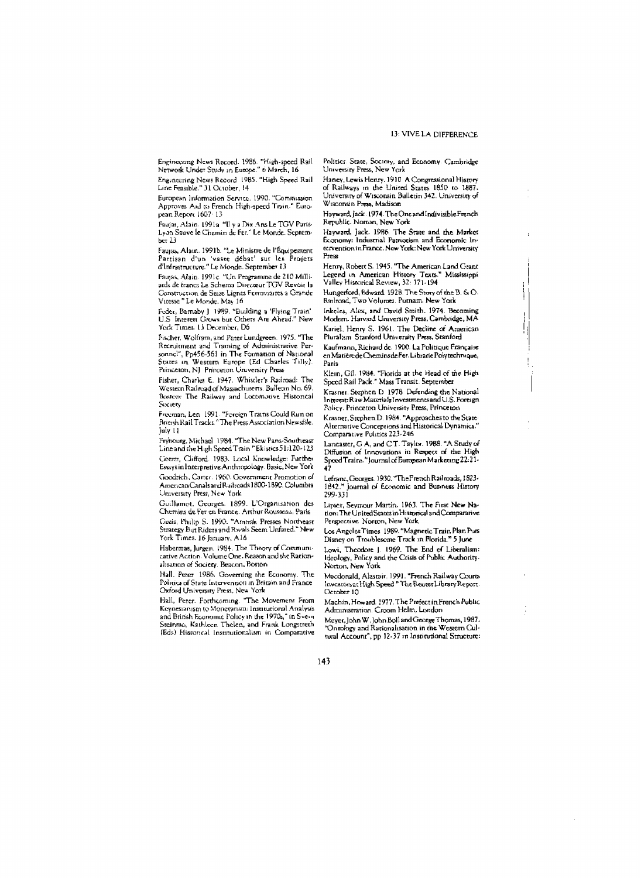Engineering News Record. 1986. "High-speed Rail Network Under Study in Europe." 6 March, 16

Engineering News Record. 1985. "High Speed Rail Line Feasible." 31 October, 14

European Information Service. 1990. "Commission Approves Aid to French High-speed Train." European Report 1607: 13

Faujas, Alain. 1991a. "Il y a Dix Ans Le TGV Paris-Lyon Sauve le Chemin de Fer." Le Monde. September 23

Faujas, Alain. 1991b. "Le Ministre de l'Équipement Partisan d'un 'vaste débat' sur les Projets d'Infrastructure." Le Monde. September 13

Faujas, Alain. 1991c. "Un Programme de 210 Milliards de francs Le Schema Directeur TGV Revoit la Construction de Seize Lignes Ferroviaires a Grande Vitesse." Le Monde. May 16

Feder, Barnaby J. 1989. "Building a 'Flying Train' U.S. Interest Grows but Others Are Ahead." New York Times. 13 December, D6

Fischer, Wolfram, and Peter Lundgreen. 1975. "The Recruitment and Training of Administrative Personnel", Pp456-561 in The Formation of National States in Western Europe (Ed Charles Tilly). Princeton, NJ: Princeton University Press

Fisher, Charles E. 1947. Whistler's Railroad: The Western Railroad of Massachusetts. Bulletin No. 69. Boston: The Railway and Locomotive Historical Society

Freeman, Len. 1991. "Foreign Trains Could Run on British Rail Tracks." The Press Association Newsfile. July 11

Frybourg, Michael. 1984. "The New Paris-Southeast Line and the High Speed Train." Ekistics 51:120-123

Geertz, Clifford. 1983. Local Knowledge: Further Essays in Interpretive Anthropology. Basic, New York

Goodrich, Carter. 1960. Government Promotion of American Canals and Railroads 1800-1890. Columbia University Press, New York

Guillamot, Georges. 1899. L'Organisation des Chemins de Fer en France. Arthur Rousseau, Paris

Gutis, Philip S. 1990. "Amtrak Presses Northeast Strategy But Riders and Rivals Seem Unfazed." New York Times. 16 January, A16

Habermas, Jurgen. 1984. The Theory of Communicative Action. Volume One. Reason and the Rationalisation of Society. Beacon, Boston

Hall, Peter. 1986. Governing the Economy. The Politics of State Intervention in Britain and France. Oxford University Press, New York

Hall, Peter. Forthcoming. "The Movement From Keynesianism to Monetarism: Institutional Analysis and British Economic Policy in the 1970s," in Sven Steinmo, Kathleen Thelen, and Frank Longstreth (Eds) Historical Institutionalism in Comparative Politics: State, Society, and Economy. Cambridge University Press, New York

Haney, Lewis Henry. 1910. A Congressional History of Railways in the United States 1850 to 1887. University of Wisconsin Bulletin 342. University of Wisconsin Press, Madison

Hayward, Jack. 1974. The One and Indivisible French Republic. Norton, New York

Hayward, Jack. 1986. The State and the Market Economy: Industrial Patriotism and Economic Intervention in France. New York: New York University Press

Henry, Robert S. 1945. "The American Land Grant Legend in American History Texts." Mississippi Valley Historical Review, 32: 171-194

Hungerford, Edward. 1928. The Story of the B. & O. Railroad, Two Volumes. Putnam, New York

Inkeles, Alex, and David Smith. 1974. Becoming Modern. Harvard University Press, Cambridge, MA

Kariel, Henry S. 1961. The Decline of American Pluralism. Stanford University Press, Stanford

Kaufmann, Richard de. 1900. La Politique Française en Matière de Chemins de Fer. Librarie Polytechnique, Paris

Klein, Gil. 1984. "Florida at the Head of the High Speed Rail Pack." Mass Transit. September

Krasner, Stephen D. 1978. Defending the National Interest: Raw Materials Investments and U.S. Foreign Policy. Princeton University Press, Princeton

Krasner, Stephen D. 1984. "Approaches to the State: Alternative Conceptions and Historical Dynamics." Comparative Politics 223-246

Lancaster, G.A., and C.T. Taylor. 1988. "A Study of Diffusion of Innovations in Respect of the High Speed Trains." Journal of European Marketing 22:21-47

Lefranc, Georges. 1930. "The French Railroads, 1823-1842." Journal of Economic and Business History 299-331

Lipset, Seymour Martin. 1963. The First New Nation: The United States in Historical and Comparative Perspective. Norton, New York

Los Angeles Times. 1989. "Magnetic Train Plan Puts Disney on Troublesome Track in Florida." 5 June

Lowi, Theodore J. 1969. The End of Liberalism: Ideology, Policy and the Crisis of Public Authority. Norton, New York

Macdonald, Alastair. 1991. "French Railway Courts Investors at High Speed." The Reuter Library Report. October 10

Machin, Howard. 1977. The Prefect in French Public Administration. Croom Helm, London

Meyer, John W., John Boll and George Thomas, 1987. "Ontology and Rationalisation in the Western Cultural Account", pp 12-37 in Institutional Structure: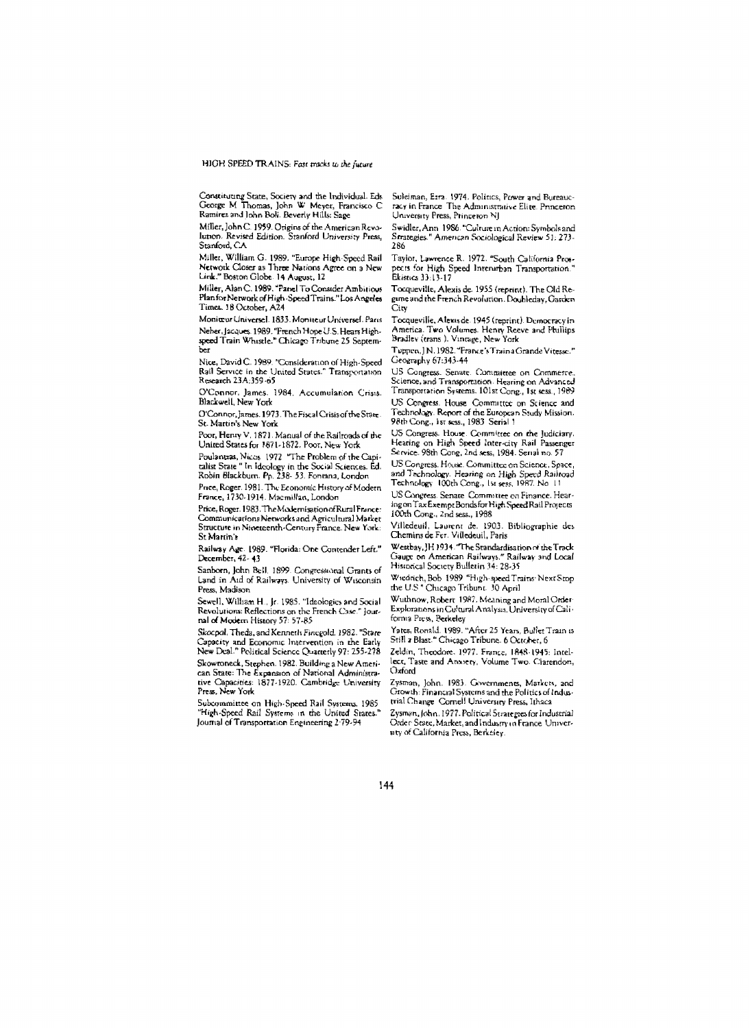Constituting State, Society and the Individual. Eds George M Thomas, John W Meyer, Francisco C Ramirez and John Boli. Beverly Hills: Sage

Miller, John C. 1959. Origins of the American Revolution. Revised Edition. Stanford University Press, Stanford, CA

Miller, William G. 1989. "Europe High-Speed Rail Network Closer as Three Nations Agree on a New Link." Boston Globe. 14 August, 12

Miller, Alan C. 1989. "Panel To Consider Ambitious Plan for Network of High-Speed Trains." Los Angeles Times. 18 October, A24

Moniteur Universel. 1833. Moniteur Universel. Paris

Neher, Jacques. 1989. "French Hope U.S. Hears High-speed Train Whistle." Chicago Tribune 25 September

Nice, David C. 1989. "Consideration of High-Speed Rail Service in the United States." Transportation Research 23A:359-65

O'Connor, James. 1984. Accumulation Crisis. Blackwell, New York

O'Connor, James. 1973. The Fiscal Crisis of the State. St. Martin's New York

Poor, Henry V. 1871. Manual of the Railroads of the United States for 1871-1872. Poor, New York

Poulantzas, Nicos. 1972. "The Problem of the Capitalist State." In Ideology in the Social Sciences. Ed. Robin Blackburn. Pp. 238-53. Fontana, London

Price, Roger. 1981. The Economic History of Modern France, 1730-1914. Macmillan, London

Price, Roger. 1983. The Modernisation of Rural France: Communications Networks and Agricultural Market Structure in Nineteenth-Century France. New York: St Martin's

Railway Age. 1989. "Florida: One Contender Left." December, 42-43

Sanborn, John Bell. 1899. Congressional Grants of Land in Aid of Railways. University of Wisconsin Press, Madison

Sewell, William H., Jr. 1985. "Ideologies and Social Revolutions: Reflections on the French Case." Journal of Modern History 57: 57-85

Skocpol, Theda, and Kenneth Finegold. 1982. "State Capacity and Economic Intervention in the Early New Deal." Political Science Quarterly 97: 255-278

Skowroneck, Stephen. 1982. Building a New American State: The Expansion of National Administrative Capacities: 1877-1920. Cambridge University Press, New York

Subcommittee on High-Speed Rail Systems. 1985. "High-Speed Rail Systems in the United States." Journal of Transportation Engineering 2:79-94

Suleiman, Ezra. 1974. Politics, Power and Bureaucracy in France. The Administrative Elite. Princeton University Press, Princeton NJ

Swidler, Ann. 1986. "Culture in Action: Symbols and Strategies." American Sociological Review 51: 273-286

Taylor, Lawrence R. 1972. "South California Prospects for High Speed Interurban Transportation." Ekistics 33:13-17

Tocqueville, Alexis de. 1955 (reprint). The Old Regime and the French Revolution. Doubleday, Garden City

Tocqueville, Alexis de. 1945 (reprint). Democracy in America. Two Volumes. Henry Reeve and Phillips Bradley (trans.). Vintage, New York

Tuppen, J N. 1982. "France's Train a Grande Vitesse." Geography 67:343-44

US Congress. Senate. Committee on Commerce, Science, and Transportation. Hearing on Advanced Transportation Systems. 101st Cong., 1st sess., 1989

US Congress. House. Committee on Science and Technology. Report of the European Study Mission. 98th Cong., 1st sess., 1983. Serial 1

US Congress. House. Committee on the Judiciary. Hearing on High Speed Inter-city Rail Passenger Service. 98th Cong, 2nd sess, 1984. Serial no. 57

US Congress. House. Committee on Science, Space, and Technology. Hearing on High Speed Railroad Technology. 100th Cong., 1st sess. 1987. No. 11

US Congress. Senate. Committee on Finance. Hearing on Tax Exempt Bonds for High Speed Rail Projects. 100th Cong., 2nd sess., 1988

Villedeuil, Laurent de. 1903. Bibliographie des Chemins de Fer. Villedeuil, Paris

Westbay, J H 1934. "The Standardisation of the Track Gauge on American Railways." Railway and Local Historical Society Bulletin 34: 28-35

Wiedrich, Bob. 1989. "High-speed Trains: Next Stop the U.S." Chicago Tribune. 30 April

Wuthnow, Robert. 1987. Meaning and Moral Order: Explorations in Cultural Analysis. University of California Press, Berkeley

Yates, Ronald. 1989. "After 25 Years, Bullet Train is Still a Blast." Chicago Tribune. 6 October, 6

Zeldin, Theodore. 1977. France, 1848-1945: Intellect, Taste and Anxiety. Volume Two. Clarendon, Oxford

Zysman, John. 1983. Governments, Markets, and Growth: Financial Systems and the Politics of Industrial Change. Cornell University Press, Ithaca

Zysman, John. 1977. Political Strategies for Industrial Order: State, Market, and Industry in France. University of California Press, Berkeley.